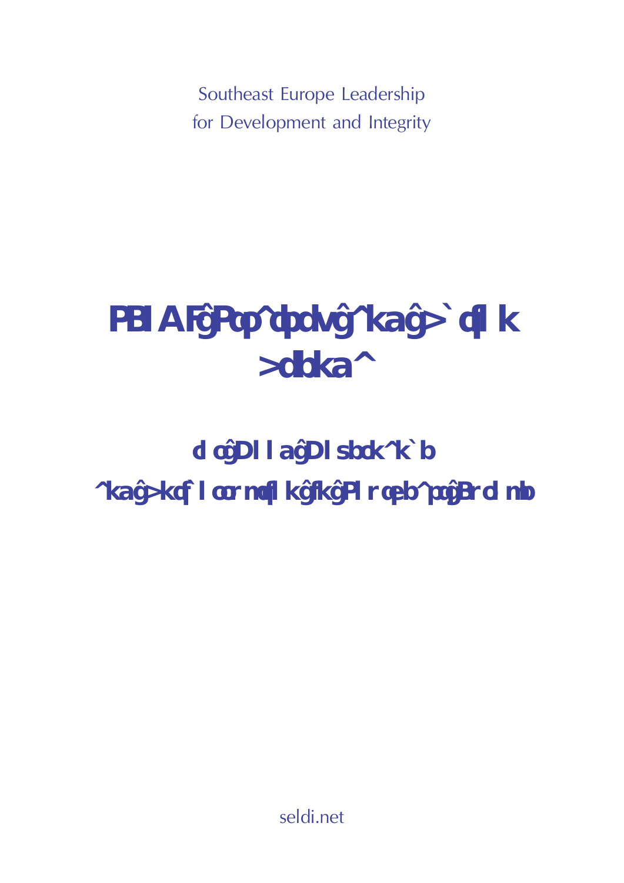Southeast Europe Leadership
for Development and Integrity

# SELDI Strategy and Action Agenda

## for Good Governance and Anticorruption in Southeast Europe

seldi.net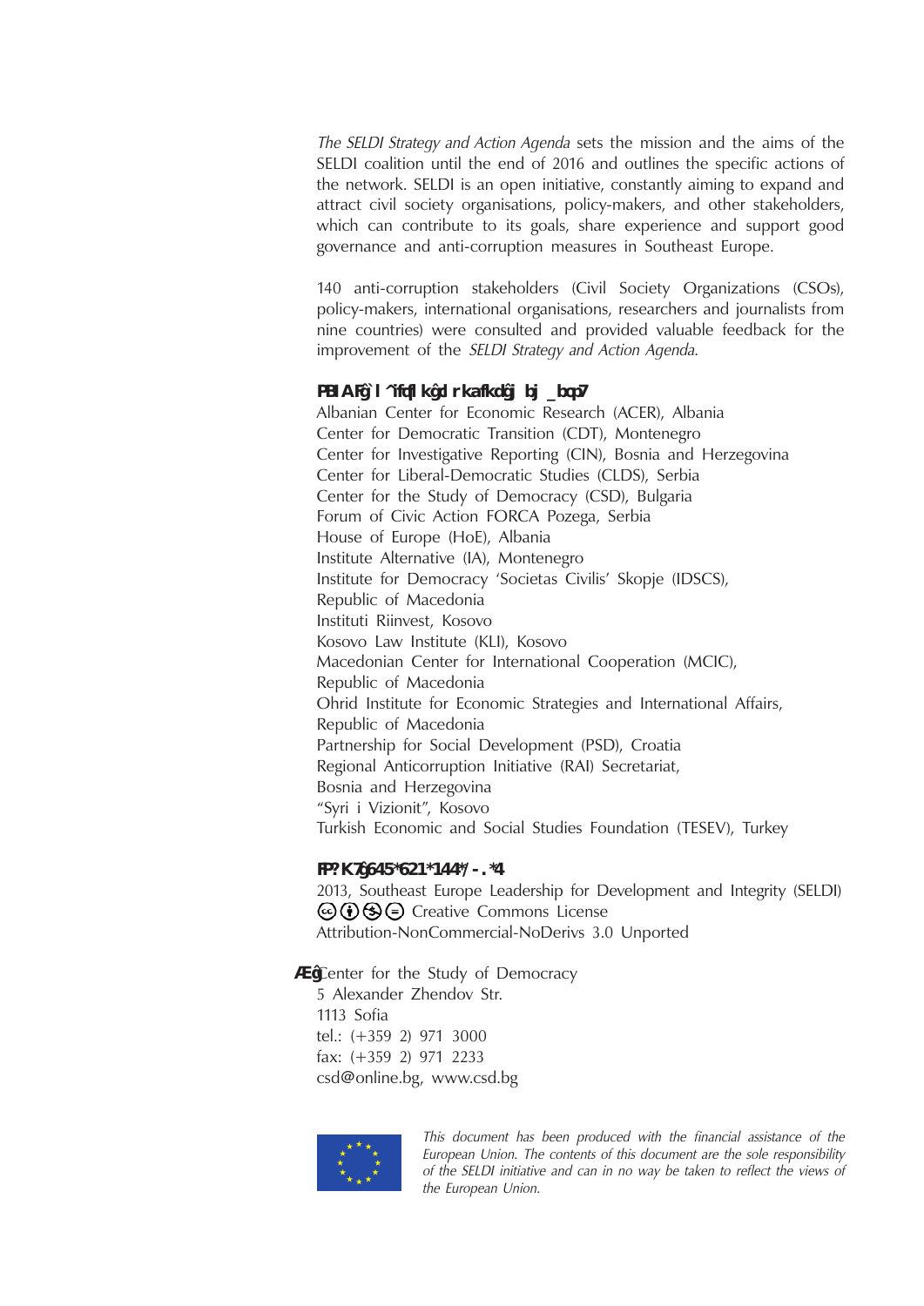*The SELDI Strategy and Action Agenda* sets the mission and the aims of the SELDI coalition until the end of 2016 and outlines the specific actions of the network. SELDI is an open initiative, constantly aiming to expand and attract civil society organisations, policy-makers, and other stakeholders, which can contribute to its goals, share experience and support good governance and anti-corruption measures in Southeast Europe.

140 anti-corruption stakeholders (Civil Society Organizations (CSOs), policy-makers, international organisations, researchers and journalists from nine countries) were consulted and provided valuable feedback for the improvement of the *SELDI Strategy and Action Agenda*.

**SELDI Coalition founding members:**

Albanian Center for Economic Research (ACER), Albania
Center for Democratic Transition (CDT), Montenegro
Center for Investigative Reporting (CIN), Bosnia and Herzegovina
Center for Liberal-Democratic Studies (CLDS), Serbia
Center for the Study of Democracy (CSD), Bulgaria
Forum of Civic Action FORCA Pozega, Serbia
House of Europe (HoE), Albania
Institute Alternative (IA), Montenegro
Institute for Democracy 'Societas Civilis' Skopje (IDSCS), Republic of Macedonia
Instituti Riinvest, Kosovo
Kosovo Law Institute (KLI), Kosovo
Macedonian Center for International Cooperation (MCIC), Republic of Macedonia
Ohrid Institute for Economic Strategies and International Affairs, Republic of Macedonia
Partnership for Social Development (PSD), Croatia
Regional Anticorruption Initiative (RAI) Secretariat, Bosnia and Herzegovina
"Syri i Vizionit", Kosovo
Turkish Economic and Social Studies Foundation (TESEV), Turkey

**ISBN: 978-954-477-201-7**

2013, Southeast Europe Leadership for Development and Integrity (SELDI)
Creative Commons License
Attribution-NonCommercial-NoDerivs 3.0 Unported

© Center for the Study of Democracy
5 Alexander Zhendov Str.
1113 Sofia
tel.: (+359 2) 971 3000
fax: (+359 2) 971 2233
csd@online.bg, www.csd.bg

*This document has been produced with the financial assistance of the European Union. The contents of this document are the sole responsibility of the SELDI initiative and can in no way be taken to reflect the views of the European Union.*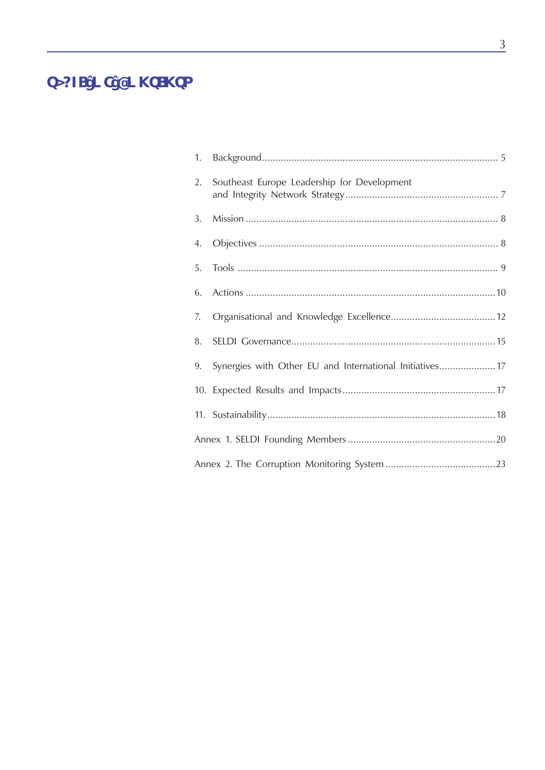# TABLE OF CONTENTS

1. Background ........................................................................................ 5
2. Southeast Europe Leadership for Development and Integrity Network Strategy ........................................................ 7
3. Mission ............................................................................................. 8
4. Objectives ........................................................................................ 8
5. Tools ................................................................................................ 9
6. Actions ............................................................................................ 10
7. Organisational and Knowledge Excellence ....................................... 12
8. SELDI Governance ........................................................................... 15
9. Synergies with Other EU and International Initiatives ..................... 17
10. Expected Results and Impacts ........................................................ 17
11. Sustainability .................................................................................. 18

Annex 1. SELDI Founding Members ....................................................... 20

Annex 2. The Corruption Monitoring System ......................................... 23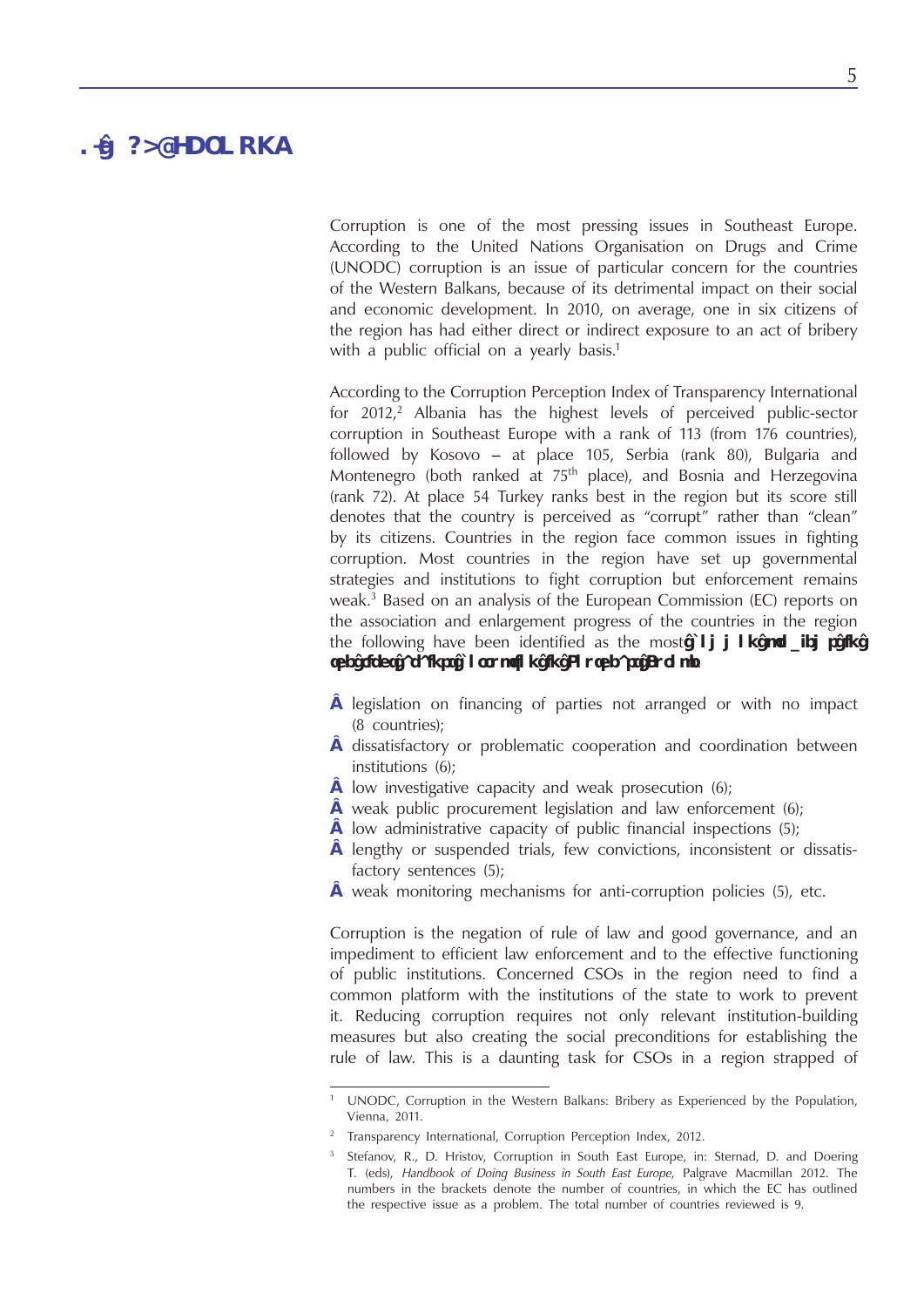# 1. BACKGROUND

Corruption is one of the most pressing issues in Southeast Europe. According to the United Nations Organisation on Drugs and Crime (UNODC) corruption is an issue of particular concern for the countries of the Western Balkans, because of its detrimental impact on their social and economic development. In 2010, on average, one in six citizens of the region has had either direct or indirect exposure to an act of bribery with a public official on a yearly basis.[1]

According to the Corruption Perception Index of Transparency International for 2012,[2] Albania has the highest levels of perceived public-sector corruption in Southeast Europe with a rank of 113 (from 176 countries), followed by Kosovo – at place 105, Serbia (rank 80), Bulgaria and Montenegro (both ranked at 75th place), and Bosnia and Herzegovina (rank 72). At place 54 Turkey ranks best in the region but its score still denotes that the country is perceived as "corrupt" rather than "clean" by its citizens. Countries in the region face common issues in fighting corruption. Most countries in the region have set up governmental strategies and institutions to fight corruption but enforcement remains weak.[3] Based on an analysis of the European Commission (EC) reports on the association and enlargement progress of the countries in the region the following have been identified as the most **common problems in the fight against corruption in Southeast Europe:**

- legislation on financing of parties not arranged or with no impact (8 countries);
- dissatisfactory or problematic cooperation and coordination between institutions (6);
- low investigative capacity and weak prosecution (6);
- weak public procurement legislation and law enforcement (6);
- low administrative capacity of public financial inspections (5);
- lengthy or suspended trials, few convictions, inconsistent or dissatisfactory sentences (5);
- weak monitoring mechanisms for anti-corruption policies (5), etc.

Corruption is the negation of rule of law and good governance, and an impediment to efficient law enforcement and to the effective functioning of public institutions. Concerned CSOs in the region need to find a common platform with the institutions of the state to work to prevent it. Reducing corruption requires not only relevant institution-building measures but also creating the social preconditions for establishing the rule of law. This is a daunting task for CSOs in a region strapped of

---

[1] UNODC, Corruption in the Western Balkans: Bribery as Experienced by the Population, Vienna, 2011.

[2] Transparency International, Corruption Perception Index, 2012.

[3] Stefanov, R., D. Hristov, Corruption in South East Europe, in: Sternad, D. and Doering T. (eds), *Handbook of Doing Business in South East Europe*, Palgrave Macmillan 2012. The numbers in the brackets denote the number of countries, in which the EC has outlined the respective issue as a problem. The total number of countries reviewed is 9.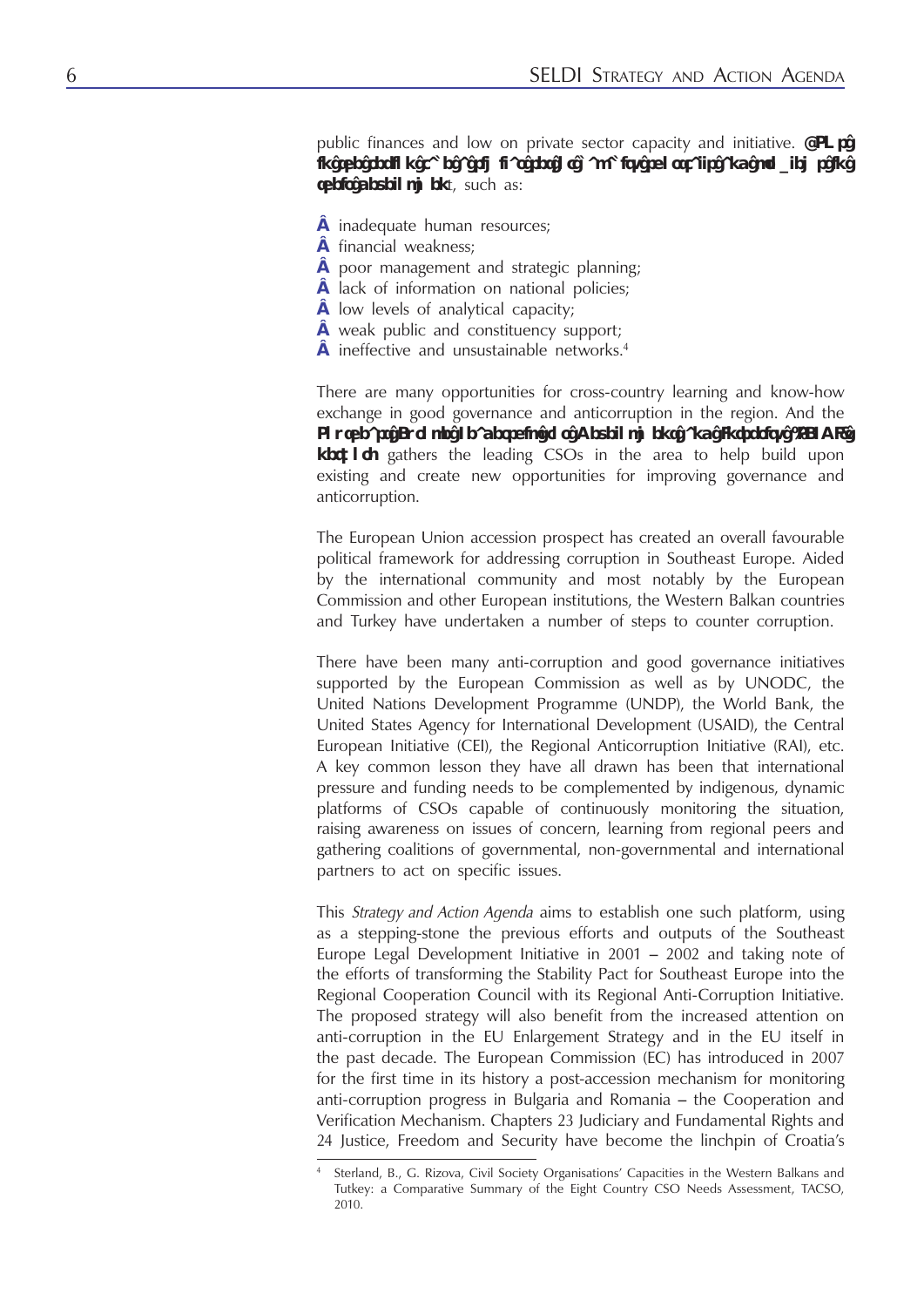public finances and low on private sector capacity and initiative. **CSOs in the region face a similar set of capacity issues and problems in their development**, such as:

- inadequate human resources;
- financial weakness;
- poor management and strategic planning;
- lack of information on national policies;
- low levels of analytical capacity;
- weak public and constituency support;
- ineffective and unsustainable networks.[4]

There are many opportunities for cross-country learning and know-how exchange in good governance and anticorruption in the region. And the **Southeast Europe Legal Development Initiative (SELDI) network** gathers the leading CSOs in the area to help build upon existing and create new opportunities for improving governance and anticorruption.

The European Union accession prospect has created an overall favourable political framework for addressing corruption in Southeast Europe. Aided by the international community and most notably by the European Commission and other European institutions, the Western Balkan countries and Turkey have undertaken a number of steps to counter corruption.

There have been many anti-corruption and good governance initiatives supported by the European Commission as well as by UNODC, the United Nations Development Programme (UNDP), the World Bank, the United States Agency for International Development (USAID), the Central European Initiative (CEI), the Regional Anticorruption Initiative (RAI), etc. A key common lesson they have all drawn has been that international pressure and funding needs to be complemented by indigenous, dynamic platforms of CSOs capable of continuously monitoring the situation, raising awareness on issues of concern, learning from regional peers and gathering coalitions of governmental, non-governmental and international partners to act on specific issues.

This *Strategy and Action Agenda* aims to establish one such platform, using as a stepping-stone the previous efforts and outputs of the Southeast Europe Legal Development Initiative in 2001 – 2002 and taking note of the efforts of transforming the Stability Pact for Southeast Europe into the Regional Cooperation Council with its Regional Anti-Corruption Initiative. The proposed strategy will also benefit from the increased attention on anti-corruption in the EU Enlargement Strategy and in the EU itself in the past decade. The European Commission (EC) has introduced in 2007 for the first time in its history a post-accession mechanism for monitoring anti-corruption progress in Bulgaria and Romania – the Cooperation and Verification Mechanism. Chapters 23 Judiciary and Fundamental Rights and 24 Justice, Freedom and Security have become the linchpin of Croatia's

---

[4] Sterland, B., G. Rizova, Civil Society Organisations' Capacities in the Western Balkans and Tutkey: a Comparative Summary of the Eight Country CSO Needs Assessment, TACSO, 2010.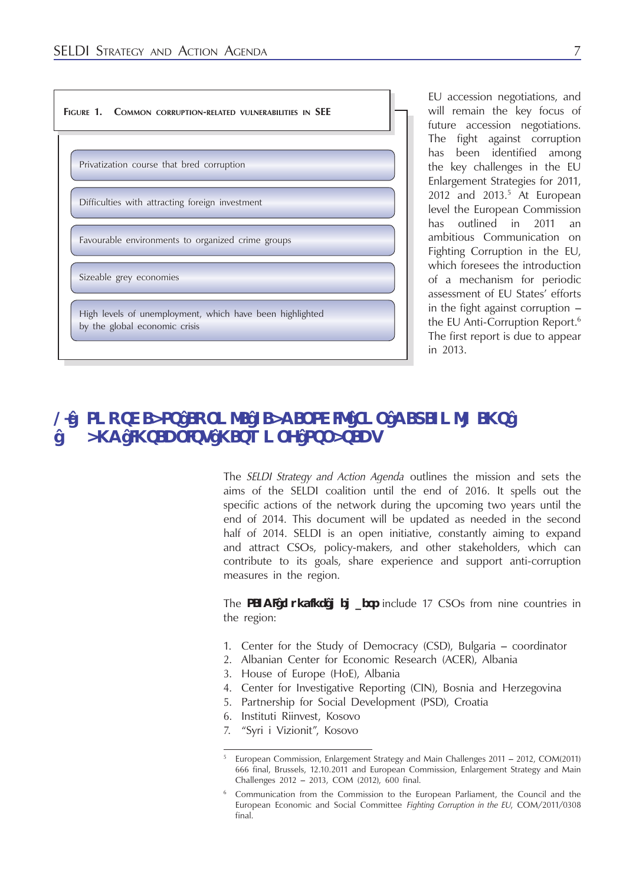**Figure 1. Common corruption-related vulnerabilities in SEE**

- Privatization course that bred corruption
- Difficulties with attracting foreign investment
- Favourable environments to organized crime groups
- Sizeable grey economies
- High levels of unemployment, which have been highlighted by the global economic crisis

EU accession negotiations, and will remain the key focus of future accession negotiations. The fight against corruption has been identified among the key challenges in the EU Enlargement Strategies for 2011, 2012 and 2013.[5] At European level the European Commission has outlined in 2011 an ambitious Communication on Fighting Corruption in the EU, which foresees the introduction of a mechanism for periodic assessment of EU States' efforts in the fight against corruption – the EU Anti-Corruption Report.[6] The first report is due to appear in 2013.

## 2. Southeast Europe Leadership for Development and Integrity Network Strategy

The *SELDI Strategy and Action Agenda* outlines the mission and sets the aims of the SELDI coalition until the end of 2016. It spells out the specific actions of the network during the upcoming two years until the end of 2014. This document will be updated as needed in the second half of 2014. SELDI is an open initiative, constantly aiming to expand and attract CSOs, policy-makers, and other stakeholders, which can contribute to its goals, share experience and support anti-corruption measures in the region.

The **SELDI founding members** include 17 CSOs from nine countries in the region:

1. Center for the Study of Democracy (CSD), Bulgaria – coordinator
2. Albanian Center for Economic Research (ACER), Albania
3. House of Europe (HoE), Albania
4. Center for Investigative Reporting (CIN), Bosnia and Herzegovina
5. Partnership for Social Development (PSD), Croatia
6. Instituti Riinvest, Kosovo
7. "Syri i Vizionit", Kosovo

---

[5] European Commission, Enlargement Strategy and Main Challenges 2011 – 2012, COM(2011) 666 final, Brussels, 12.10.2011 and European Commission, Enlargement Strategy and Main Challenges 2012 – 2013, COM (2012), 600 final.

[6] Communication from the Commission to the European Parliament, the Council and the European Economic and Social Committee *Fighting Corruption in the EU*, COM/2011/0308 final.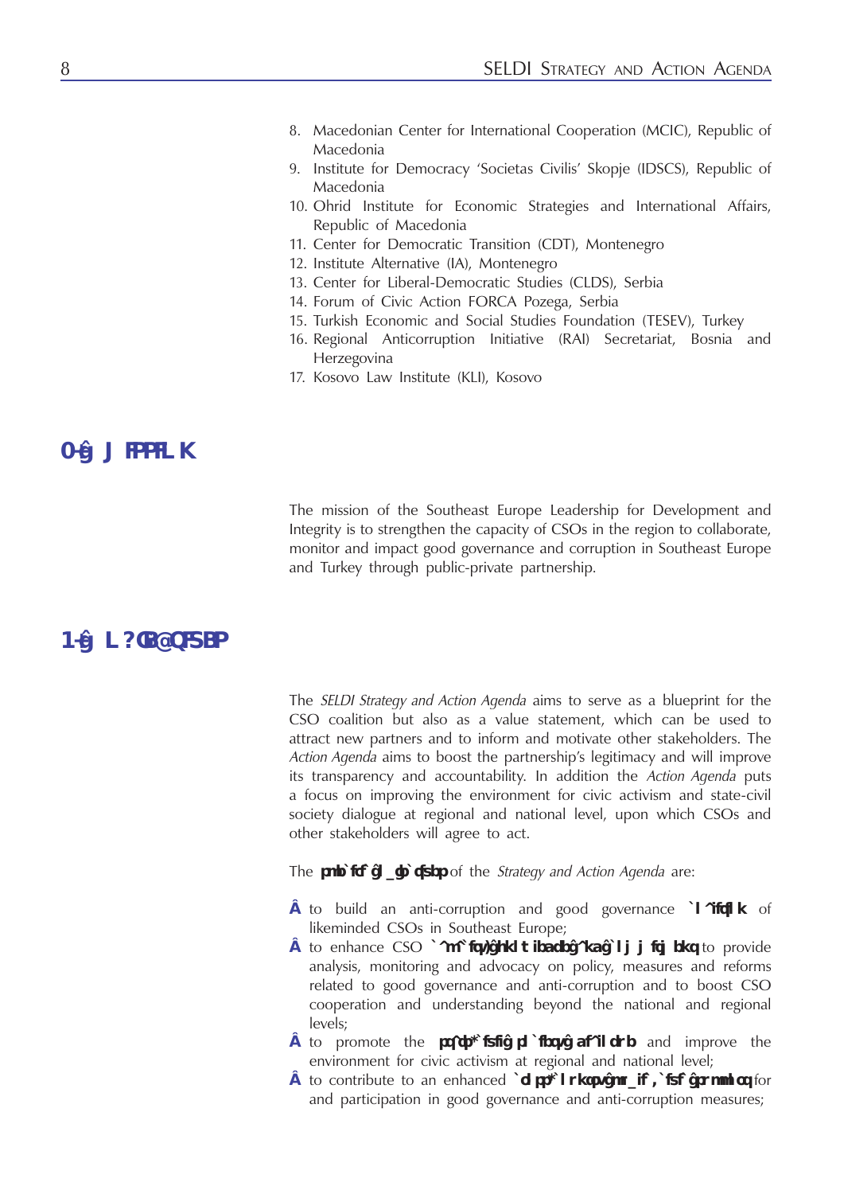8. Macedonian Center for International Cooperation (MCIC), Republic of Macedonia
9. Institute for Democracy 'Societas Civilis' Skopje (IDSCS), Republic of Macedonia
10. Ohrid Institute for Economic Strategies and International Affairs, Republic of Macedonia
11. Center for Democratic Transition (CDT), Montenegro
12. Institute Alternative (IA), Montenegro
13. Center for Liberal-Democratic Studies (CLDS), Serbia
14. Forum of Civic Action FORCA Pozega, Serbia
15. Turkish Economic and Social Studies Foundation (TESEV), Turkey
16. Regional Anticorruption Initiative (RAI) Secretariat, Bosnia and Herzegovina
17. Kosovo Law Institute (KLI), Kosovo

## 3. MISSION

The mission of the Southeast Europe Leadership for Development and Integrity is to strengthen the capacity of CSOs in the region to collaborate, monitor and impact good governance and corruption in Southeast Europe and Turkey through public-private partnership.

## 4. OBJECTIVES

The *SELDI Strategy and Action Agenda* aims to serve as a blueprint for the CSO coalition but also as a value statement, which can be used to attract new partners and to inform and motivate other stakeholders. The *Action Agenda* aims to boost the partnership's legitimacy and will improve its transparency and accountability. In addition the *Action Agenda* puts a focus on improving the environment for civic activism and state-civil society dialogue at regional and national level, upon which CSOs and other stakeholders will agree to act.

The **specific objectives** of the *Strategy and Action Agenda* are:

- to build an anti-corruption and good governance **coalition** of likeminded CSOs in Southeast Europe;
- to enhance CSO **capacity, knowledge and commitment** to provide analysis, monitoring and advocacy on policy, measures and reforms related to good governance and anti-corruption and to boost CSO cooperation and understanding beyond the national and regional levels;
- to promote the **state-civil society dialogue** and improve the environment for civic activism at regional and national level;
- to contribute to an enhanced **cross-country public/civic support** for and participation in good governance and anti-corruption measures;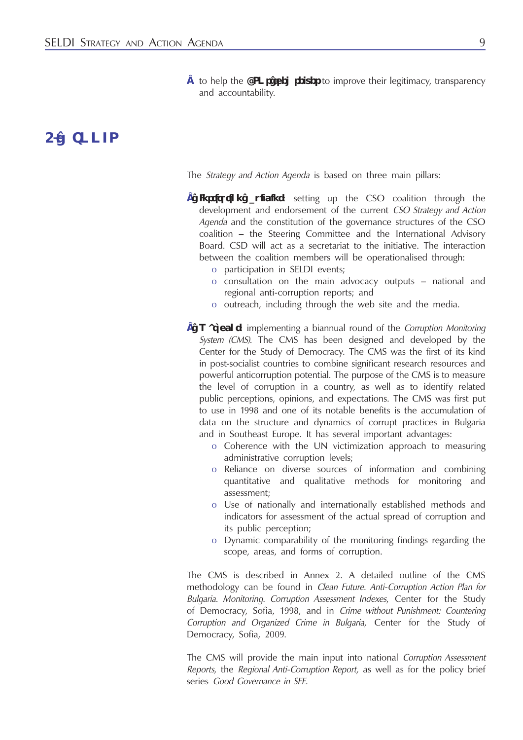- to help the **CSOs themselves** to improve their legitimacy, transparency and accountability.

## 2. TOOLS

The *Strategy and Action Agenda* is based on three main pillars:

- **Institution building:** setting up the CSO coalition through the development and endorsement of the current *CSO Strategy and Action Agenda* and the constitution of the governance structures of the CSO coalition – the Steering Committee and the International Advisory Board. CSD will act as a secretariat to the initiative. The interaction between the coalition members will be operationalised through:
  - participation in SELDI events;
  - consultation on the main advocacy outputs – national and regional anti-corruption reports; and
  - outreach, including through the web site and the media.

- **Watchdog:** implementing a biannual round of the *Corruption Monitoring System (CMS)*. The CMS has been designed and developed by the Center for the Study of Democracy. The CMS was the first of its kind in post-socialist countries to combine significant research resources and powerful anticorruption potential. The purpose of the CMS is to measure the level of corruption in a country, as well as to identify related public perceptions, opinions, and expectations. The CMS was first put to use in 1998 and one of its notable benefits is the accumulation of data on the structure and dynamics of corrupt practices in Bulgaria and in Southeast Europe. It has several important advantages:
  - Coherence with the UN victimization approach to measuring administrative corruption levels;
  - Reliance on diverse sources of information and combining quantitative and qualitative methods for monitoring and assessment;
  - Use of nationally and internationally established methods and indicators for assessment of the actual spread of corruption and its public perception;
  - Dynamic comparability of the monitoring findings regarding the scope, areas, and forms of corruption.

The CMS is described in Annex 2. A detailed outline of the CMS methodology can be found in *Clean Future. Anti-Corruption Action Plan for Bulgaria. Monitoring. Corruption Assessment Indexes*, Center for the Study of Democracy, Sofia, 1998, and in *Crime without Punishment: Countering Corruption and Organized Crime in Bulgaria*, Center for the Study of Democracy, Sofia, 2009.

The CMS will provide the main input into national *Corruption Assessment Reports,* the *Regional Anti-Corruption Report,* as well as for the policy brief series *Good Governance in SEE.*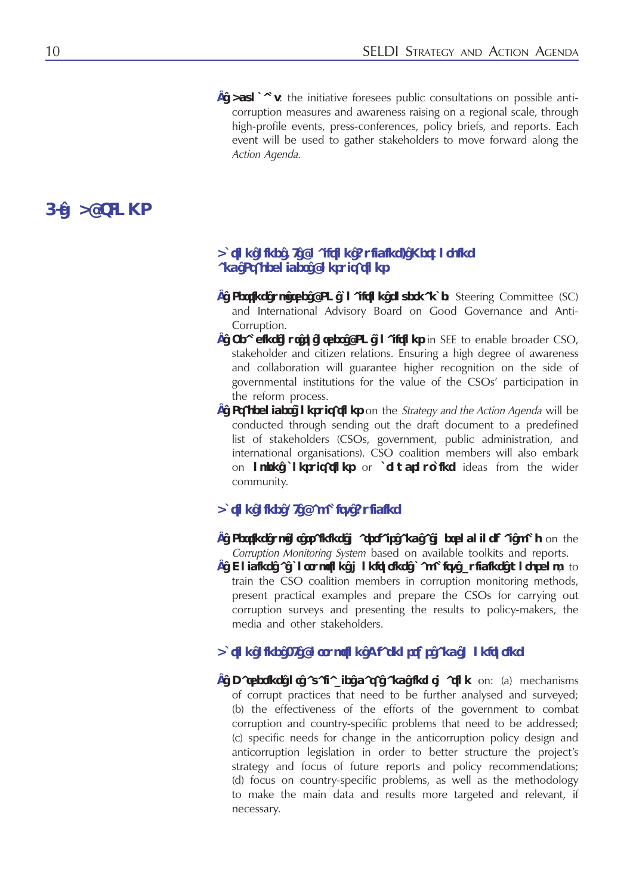- **Advocacy**: the initiative foresees public consultations on possible anti-corruption measures and awareness raising on a regional scale, through high-profile events, press-conferences, policy briefs, and reports. Each event will be used to gather stakeholders to move forward along the *Action Agenda*.

# 6. ACTIONS

### Action line 1: Coalition Building, Networking and Stakeholders Consultations

- **Setting up the CSO coalition governance**: Steering Committee (SC) and International Advisory Board on Good Governance and Anti-Corruption.
- **Reaching up to other CSO coalitions** in SEE to enable broader CSO, stakeholder and citizen relations. Ensuring a high degree of awareness and collaboration will guarantee higher recognition on the side of governmental institutions for the value of the CSOs' participation in the reform process.
- **Stakeholders consultations** on the *Strategy and the Action Agenda* will be conducted through sending out the draft document to a predefined list of stakeholders (CSOs, government, public administration, and international organisations). CSO coalition members will also embark on **open consultations** or **crowdsourcing** ideas from the wider community.

### Action line 2: Capacity Building

- **Setting up training materials and a methodological pack** on the *Corruption Monitoring System* based on available toolkits and reports.
- **Holding a coalition meeting capacity building workshop**, to train the CSO coalition members in corruption monitoring methods, present practical examples and prepare the CSOs for carrying out corruption surveys and presenting the results to policy-makers, the media and other stakeholders.

### Action line 3: Corruption Diagnosis and Monitoring

- **Gathering available data and information** on: (a) mechanisms of corrupt practices that need to be further analysed and surveyed; (b) the effectiveness of the efforts of the government to combat corruption and country-specific problems that need to be addressed; (c) specific needs for change in the anticorruption policy design and anticorruption legislation in order to better structure the project's strategy and focus of future reports and policy recommendations; (d) focus on country-specific problems, as well as the methodology to make the main data and results more targeted and relevant, if necessary.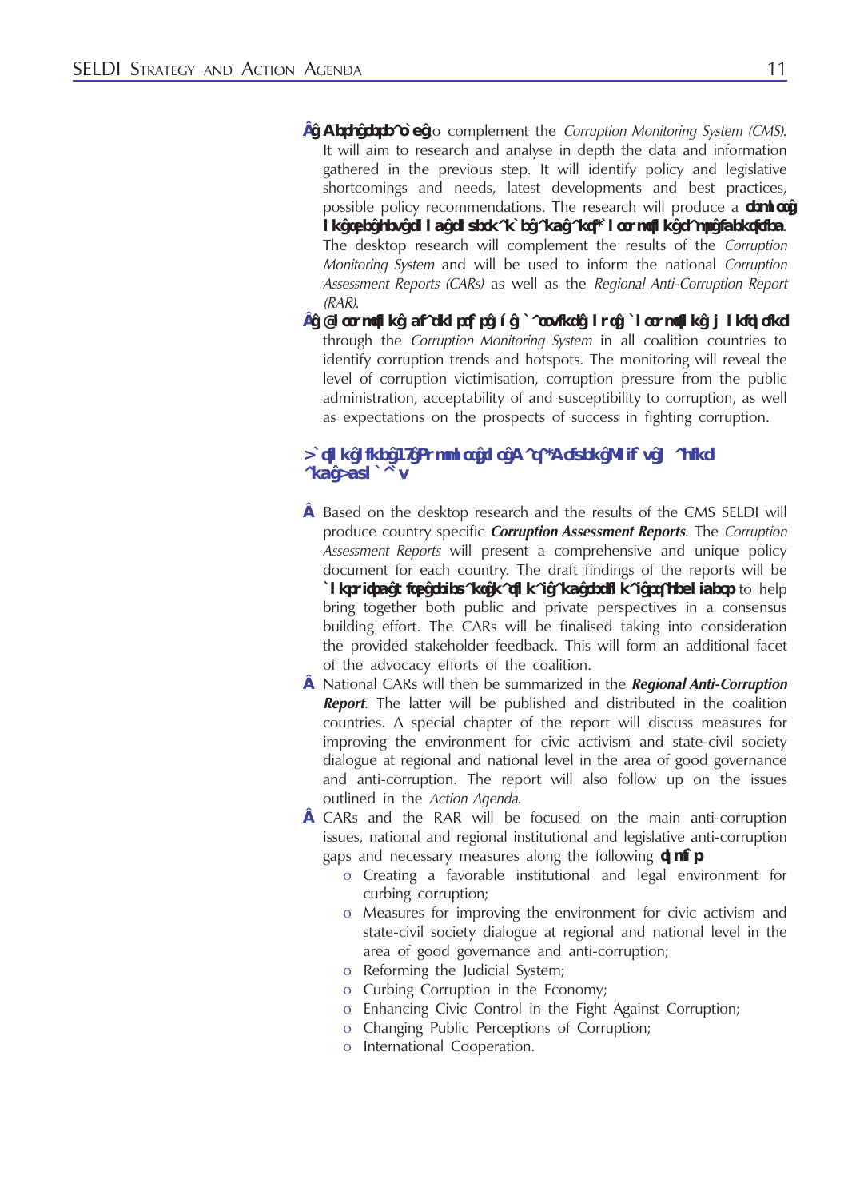- **Desktop research** to complement the *Corruption Monitoring System (CMS)*. It will aim to research and analyse in depth the data and information gathered in the previous step. It will identify policy and legislative shortcomings and needs, latest developments and best practices, possible policy recommendations. The research will produce a **reports on the key governance and anti-corruption issues**. The desktop research will complement the results of the *Corruption Monitoring System* and will be used to inform the national *Corruption Assessment Reports (CARs)* as well as the *Regional Anti-Corruption Report (RAR)*.
- **Corruption diagnosis – carrying out corruption monitoring** through the *Corruption Monitoring System* in all coalition countries to identify corruption trends and hotspots. The monitoring will reveal the level of corruption victimisation, corruption pressure from the public administration, acceptability of and susceptibility to corruption, as well as expectations on the prospects of success in fighting corruption.

## Action Line 4: Support for Data-Driven Policy Making and Advocacy

- Based on the desktop research and the results of the CMS SELDI will produce country specific ***Corruption Assessment Reports***. The *Corruption Assessment Reports* will present a comprehensive and unique policy document for each country. The draft findings of the reports will be **consulted with governmental and non-governmental stakeholders** to help bring together both public and private perspectives in a consensus building effort. The CARs will be finalised taking into consideration the provided stakeholder feedback. This will form an additional facet of the advocacy efforts of the coalition.
- National CARs will then be summarized in the ***Regional Anti-Corruption Report***. The latter will be published and distributed in the coalition countries. A special chapter of the report will discuss measures for improving the environment for civic activism and state-civil society dialogue at regional and national level in the area of good governance and anti-corruption. The report will also follow up on the issues outlined in the *Action Agenda*.
- CARs and the RAR will be focused on the main anti-corruption issues, national and regional institutional and legislative anti-corruption gaps and necessary measures along the following **topics**:
  - Creating a favorable institutional and legal environment for curbing corruption;
  - Measures for improving the environment for civic activism and state-civil society dialogue at regional and national level in the area of good governance and anti-corruption;
  - Reforming the Judicial System;
  - Curbing Corruption in the Economy;
  - Enhancing Civic Control in the Fight Against Corruption;
  - Changing Public Perceptions of Corruption;
  - International Cooperation.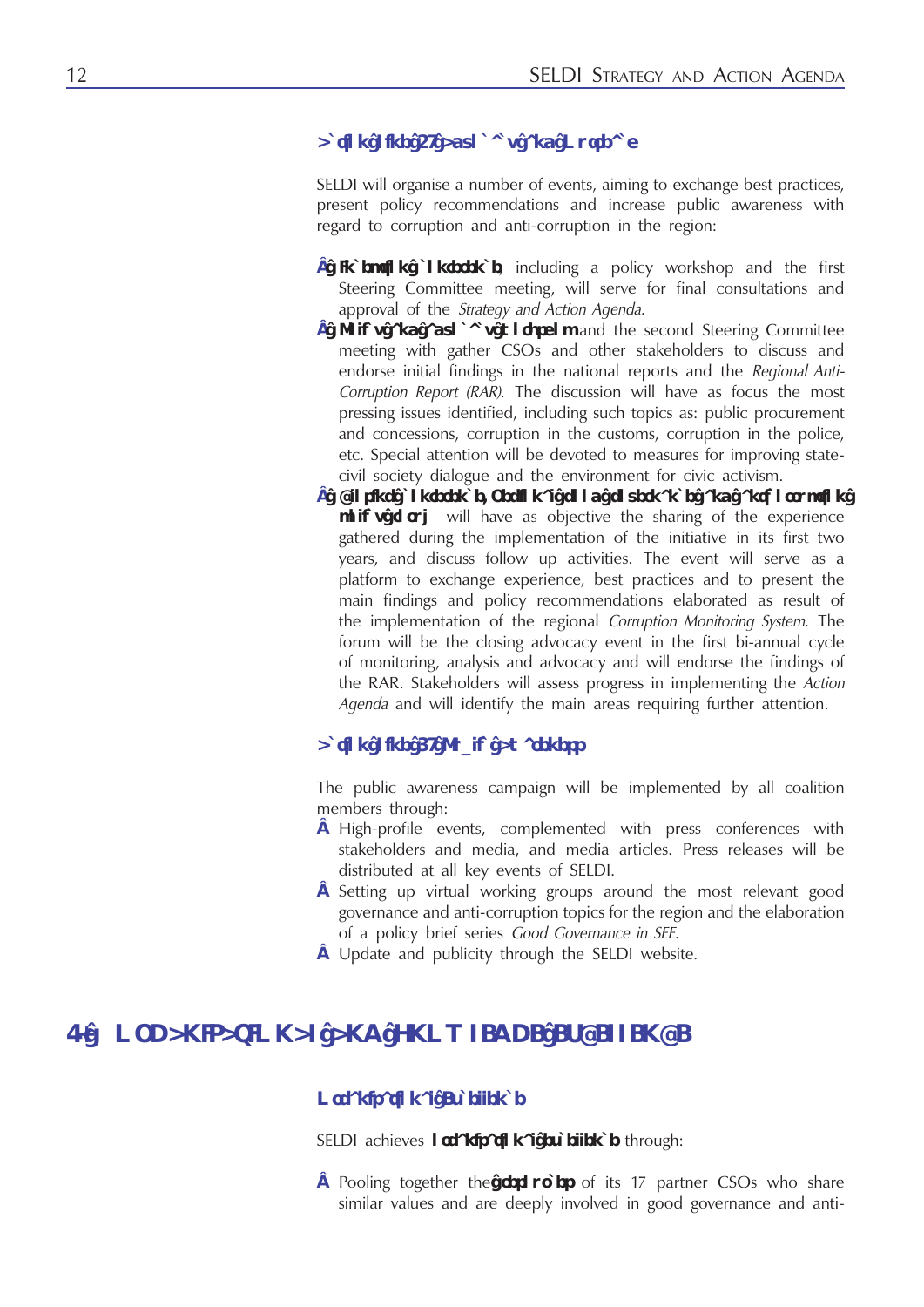### Action Line 5: Advocacy and Outreach

SELDI will organise a number of events, aiming to exchange best practices, present policy recommendations and increase public awareness with regard to corruption and anti-corruption in the region:

- **Inception conference**, including a policy workshop and the first Steering Committee meeting, will serve for final consultations and approval of the *Strategy and Action Agenda*.
- **Policy and advocacy workshop** and the second Steering Committee meeting with gather CSOs and other stakeholders to discuss and endorse initial findings in the national reports and the *Regional Anti-Corruption Report (RAR)*. The discussion will have as focus the most pressing issues identified, including such topics as: public procurement and concessions, corruption in the customs, corruption in the police, etc. Special attention will be devoted to measures for improving state-civil society dialogue and the environment for civic activism.
- **Closing conference, Regional good governance and anticorruption policy forum** will have as objective the sharing of the experience gathered during the implementation of the initiative in its first two years, and discuss follow up activities. The event will serve as a platform to exchange experience, best practices and to present the main findings and policy recommendations elaborated as result of the implementation of the regional *Corruption Monitoring System*. The forum will be the closing advocacy event in the first bi-annual cycle of monitoring, analysis and advocacy and will endorse the findings of the RAR. Stakeholders will assess progress in implementing the *Action Agenda* and will identify the main areas requiring further attention.

### Action Line 6: Public Awareness

The public awareness campaign will be implemented by all coalition members through:

- High-profile events, complemented with press conferences with stakeholders and media, and media articles. Press releases will be distributed at all key events of SELDI.
- Setting up virtual working groups around the most relevant good governance and anti-corruption topics for the region and the elaboration of a policy brief series *Good Governance in SEE*.
- Update and publicity through the SELDI website.

## 4. ORGANISATIONAL AND KNOWLEDGE EXCELLENCE

### Organisational Excellence

SELDI achieves **organisational excellence** through:

- Pooling together the **resources** of its 17 partner CSOs who share similar values and are deeply involved in good governance and anti-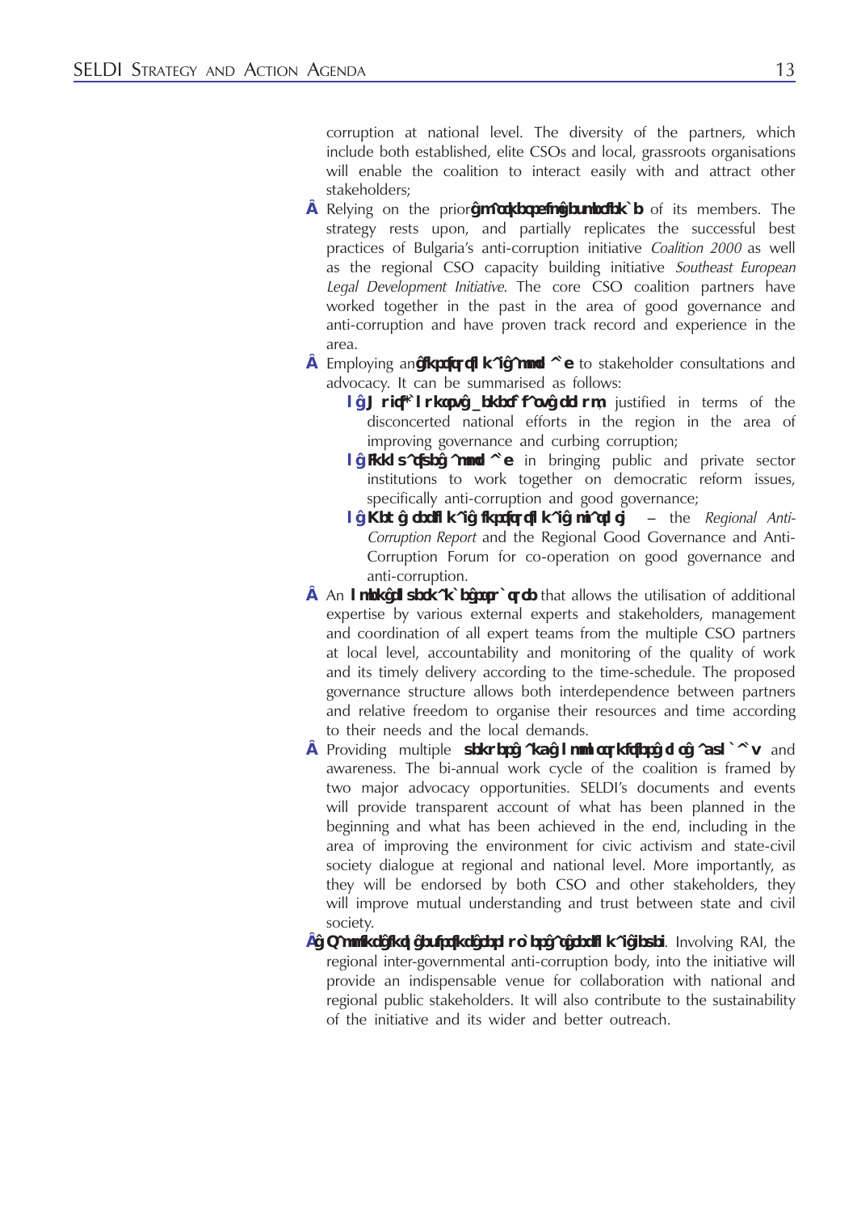corruption at national level. The diversity of the partners, which include both established, elite CSOs and local, grassroots organisations will enable the coalition to interact easily with and attract other stakeholders;

- Relying on the prior **partnership experience** of its members. The strategy rests upon, and partially replicates the successful best practices of Bulgaria's anti-corruption initiative *Coalition 2000* as well as the regional CSO capacity building initiative *Southeast European Legal Development Initiative*. The core CSO coalition partners have worked together in the past in the area of good governance and anti-corruption and have proven track record and experience in the area.
- Employing an **institutional approach** to stakeholder consultations and advocacy. It can be summarised as follows:
  - **Multi-country beneficiary group**, justified in terms of the disconcerted national efforts in the region in the area of improving governance and curbing corruption;
  - **Innovative approach** in bringing public and private sector institutions to work together on democratic reform issues, specifically anti-corruption and good governance;
  - **New regional institutional platform** – the *Regional Anti-Corruption Report* and the Regional Good Governance and Anti-Corruption Forum for co-operation on good governance and anti-corruption.
- An **Open governance structure** that allows the utilisation of additional expertise by various external experts and stakeholders, management and coordination of all expert teams from the multiple CSO partners at local level, accountability and monitoring of the quality of work and its timely delivery according to the time-schedule. The proposed governance structure allows both interdependence between partners and relative freedom to organise their resources and time according to their needs and the local demands.
- Providing multiple **venues and opportunities for advocacy** and awareness. The bi-annual work cycle of the coalition is framed by two major advocacy opportunities. SELDI's documents and events will provide transparent account of what has been planned in the beginning and what has been achieved in the end, including in the area of improving the environment for civic activism and state-civil society dialogue at regional and national level. More importantly, as they will be endorsed by both CSO and other stakeholders, they will improve mutual understanding and trust between state and civil society.
- **Tapping into existing regional mechanisms**. Involving RAI, the regional inter-governmental anti-corruption body, into the initiative will provide an indispensable venue for collaboration with national and regional public stakeholders. It will also contribute to the sustainability of the initiative and its wider and better outreach.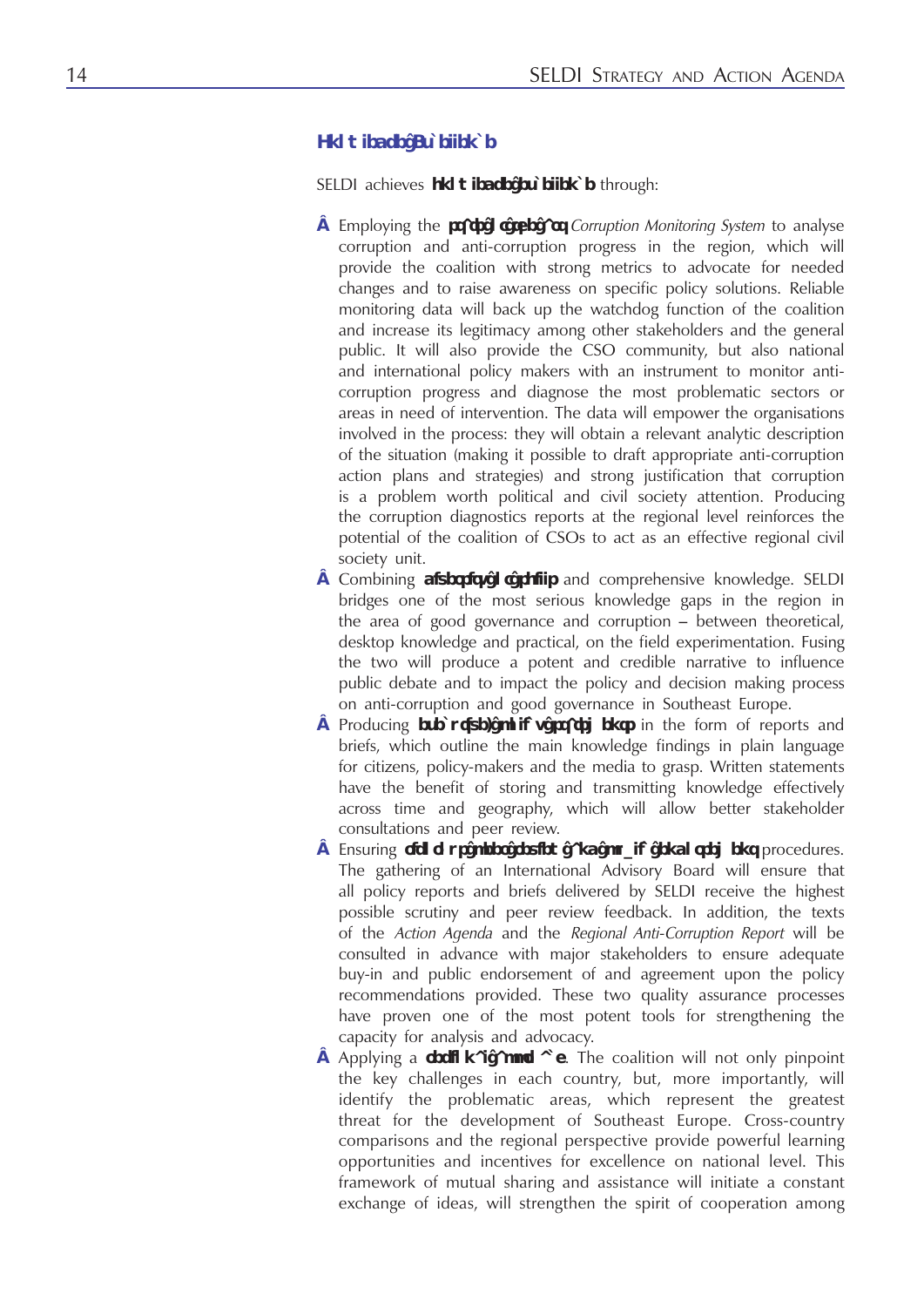### Knowledge Excellence

SELDI achieves **knowledge excellence** through:

- Employing the **state of the art** *Corruption Monitoring System* to analyse corruption and anti-corruption progress in the region, which will provide the coalition with strong metrics to advocate for needed changes and to raise awareness on specific policy solutions. Reliable monitoring data will back up the watchdog function of the coalition and increase its legitimacy among other stakeholders and the general public. It will also provide the CSO community, but also national and international policy makers with an instrument to monitor anti-corruption progress and diagnose the most problematic sectors or areas in need of intervention. The data will empower the organisations involved in the process: they will obtain a relevant analytic description of the situation (making it possible to draft appropriate anti-corruption action plans and strategies) and strong justification that corruption is a problem worth political and civil society attention. Producing the corruption diagnostics reports at the regional level reinforces the potential of the coalition of CSOs to act as an effective regional civil society unit.
- Combining **diversity of skills** and comprehensive knowledge. SELDI bridges one of the most serious knowledge gaps in the region in the area of good governance and corruption – between theoretical, desktop knowledge and practical, on the field experimentation. Fusing the two will produce a potent and credible narrative to influence public debate and to impact the policy and decision making process on anti-corruption and good governance in Southeast Europe.
- Producing **executive, policy statements** in the form of reports and briefs, which outline the main knowledge findings in plain language for citizens, policy-makers and the media to grasp. Written statements have the benefit of storing and transmitting knowledge effectively across time and geography, which will allow better stakeholder consultations and peer review.
- Ensuring **rigorous peer review and quality assurance** procedures. The gathering of an International Advisory Board will ensure that all policy reports and briefs delivered by SELDI receive the highest possible scrutiny and peer review feedback. In addition, the texts of the *Action Agenda* and the *Regional Anti-Corruption Report* will be consulted in advance with major stakeholders to ensure adequate buy-in and public endorsement of and agreement upon the policy recommendations provided. These two quality assurance processes have proven one of the most potent tools for strengthening the capacity for analysis and advocacy.
- Applying a **regional approach**. The coalition will not only pinpoint the key challenges in each country, but, more importantly, will identify the problematic areas, which represent the greatest threat for the development of Southeast Europe. Cross-country comparisons and the regional perspective provide powerful learning opportunities and incentives for excellence on national level. This framework of mutual sharing and assistance will initiate a constant exchange of ideas, will strengthen the spirit of cooperation among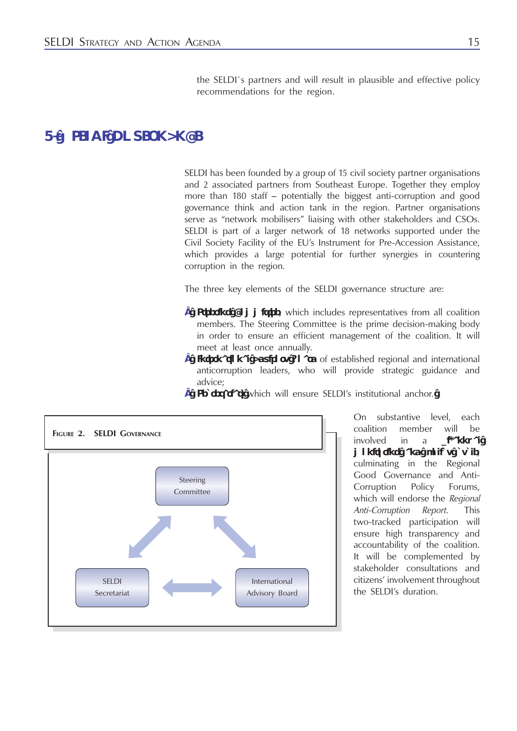the SELDI`s partners and will result in plausible and effective policy recommendations for the region.

## 8. SELDI GOVERNANCE

SELDI has been founded by a group of 15 civil society partner organisations and 2 associated partners from Southeast Europe. Together they employ more than 180 staff – potentially the biggest anti-corruption and good governance think and action tank in the region. Partner organisations serve as "network mobilisers" liaising with other stakeholders and CSOs. SELDI is part of a larger network of 18 networks supported under the Civil Society Facility of the EU's Instrument for Pre-Accession Assistance, which provides a large potential for further synergies in countering corruption in the region.

The three key elements of the SELDI governance structure are:

- **Steering Committee**, which includes representatives from all coalition members. The Steering Committee is the prime decision-making body in order to ensure an efficient management of the coalition. It will meet at least once annually.
- **International Advisory Board** of established regional and international anticorruption leaders, who will provide strategic guidance and advice;
- **Secretariat**, which will ensure SELDI's institutional anchor.

**FIGURE 2. SELDI GOVERNANCE**

Steering Committee

SELDI Secretariat

International Advisory Board

On substantive level, each coalition member will be involved in a **bi-annual monitoring and policy cycle**, culminating in the Regional Good Governance and Anti-Corruption Policy Forums, which will endorse the *Regional Anti-Corruption Report*. This two-tracked participation will ensure high transparency and accountability of the coalition. It will be complemented by stakeholder consultations and citizens' involvement throughout the SELDI's duration.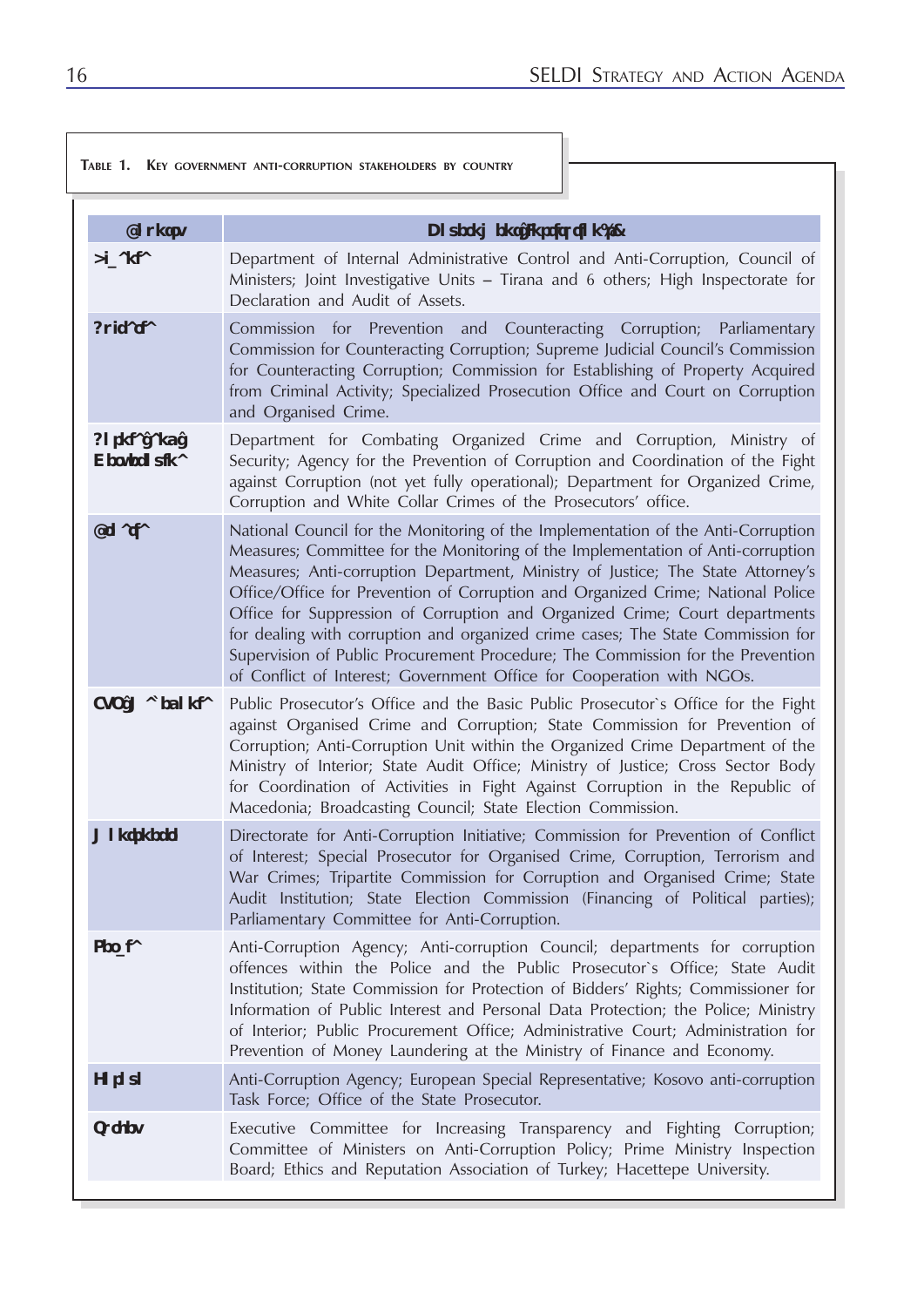**Table 1. Key government anti-corruption stakeholders by country**

| Country | Government Institution(s) |
|---|---|
| Albania | Department of Internal Administrative Control and Anti-Corruption, Council of Ministers; Joint Investigative Units – Tirana and 6 others; High Inspectorate for Declaration and Audit of Assets. |
| Bulgaria | Commission for Prevention and Counteracting Corruption; Parliamentary Commission for Counteracting Corruption; Supreme Judicial Council's Commission for Counteracting Corruption; Commission for Establishing of Property Acquired from Criminal Activity; Specialized Prosecution Office and Court on Corruption and Organised Crime. |
| Bosnia and Herzegovina | Department for Combating Organized Crime and Corruption, Ministry of Security; Agency for the Prevention of Corruption and Coordination of the Fight against Corruption (not yet fully operational); Department for Organized Crime, Corruption and White Collar Crimes of the Prosecutors' office. |
| Croatia | National Council for the Monitoring of the Implementation of the Anti-Corruption Measures; Committee for the Monitoring of the Implementation of Anti-corruption Measures; Anti-corruption Department, Ministry of Justice; The State Attorney's Office/Office for Prevention of Corruption and Organized Crime; National Police Office for Suppression of Corruption and Organized Crime; Court departments for dealing with corruption and organized crime cases; The State Commission for Supervision of Public Procurement Procedure; The Commission for the Prevention of Conflict of Interest; Government Office for Cooperation with NGOs. |
| FYR Macedonia | Public Prosecutor's Office and the Basic Public Prosecutor`s Office for the Fight against Organised Crime and Corruption; State Commission for Prevention of Corruption; Anti-Corruption Unit within the Organized Crime Department of the Ministry of Interior; State Audit Office; Ministry of Justice; Cross Sector Body for Coordination of Activities in Fight Against Corruption in the Republic of Macedonia; Broadcasting Council; State Election Commission. |
| Montenegro | Directorate for Anti-Corruption Initiative; Commission for Prevention of Conflict of Interest; Special Prosecutor for Organised Crime, Corruption, Terrorism and War Crimes; Tripartite Commission for Corruption and Organised Crime; State Audit Institution; State Election Commission (Financing of Political parties); Parliamentary Committee for Anti-Corruption. |
| Serbia | Anti-Corruption Agency; Anti-corruption Council; departments for corruption offences within the Police and the Public Prosecutor`s Office; State Audit Institution; State Commission for Protection of Bidders' Rights; Commissioner for Information of Public Interest and Personal Data Protection; the Police; Ministry of Interior; Public Procurement Office; Administrative Court; Administration for Prevention of Money Laundering at the Ministry of Finance and Economy. |
| Kosovo | Anti-Corruption Agency; European Special Representative; Kosovo anti-corruption Task Force; Office of the State Prosecutor. |
| Turkey | Executive Committee for Increasing Transparency and Fighting Corruption; Committee of Ministers on Anti-Corruption Policy; Prime Ministry Inspection Board; Ethics and Reputation Association of Turkey; Hacettepe University. |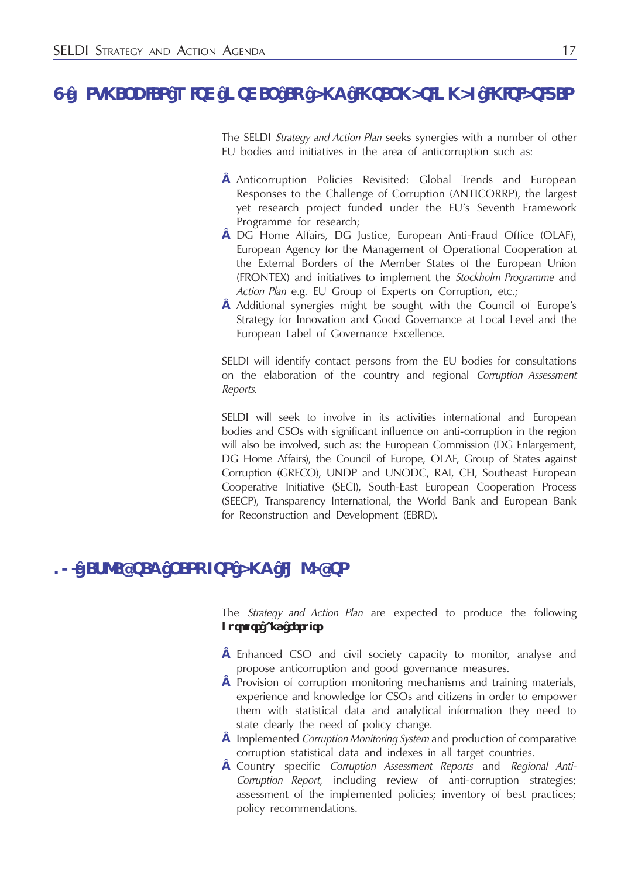## 9. SYNERGIES WITH OTHER EU AND INTERNATIONAL INITIATIVES

The SELDI *Strategy and Action Plan* seeks synergies with a number of other EU bodies and initiatives in the area of anticorruption such as:

- Anticorruption Policies Revisited: Global Trends and European Responses to the Challenge of Corruption (ANTICORRP), the largest yet research project funded under the EU's Seventh Framework Programme for research;
- DG Home Affairs, DG Justice, European Anti-Fraud Office (OLAF), European Agency for the Management of Operational Cooperation at the External Borders of the Member States of the European Union (FRONTEX) and initiatives to implement the *Stockholm Programme* and *Action Plan* e.g. EU Group of Experts on Corruption, etc.;
- Additional synergies might be sought with the Council of Europe's Strategy for Innovation and Good Governance at Local Level and the European Label of Governance Excellence.

SELDI will identify contact persons from the EU bodies for consultations on the elaboration of the country and regional *Corruption Assessment Reports*.

SELDI will seek to involve in its activities international and European bodies and CSOs with significant influence on anti-corruption in the region will also be involved, such as: the European Commission (DG Enlargement, DG Home Affairs), the Council of Europe, OLAF, Group of States against Corruption (GRECO), UNDP and UNODC, RAI, CEI, Southeast European Cooperative Initiative (SECI), South-East European Cooperation Process (SEECP), Transparency International, the World Bank and European Bank for Reconstruction and Development (EBRD).

## 10. EXPECTED RESULTS AND IMPACTS

The *Strategy and Action Plan* are expected to produce the following **Outputs and results**:

- Enhanced CSO and civil society capacity to monitor, analyse and propose anticorruption and good governance measures.
- Provision of corruption monitoring mechanisms and training materials, experience and knowledge for CSOs and citizens in order to empower them with statistical data and analytical information they need to state clearly the need of policy change.
- Implemented *Corruption Monitoring System* and production of comparative corruption statistical data and indexes in all target countries.
- Country specific *Corruption Assessment Reports* and *Regional Anti-Corruption Report*, including review of anti-corruption strategies; assessment of the implemented policies; inventory of best practices; policy recommendations.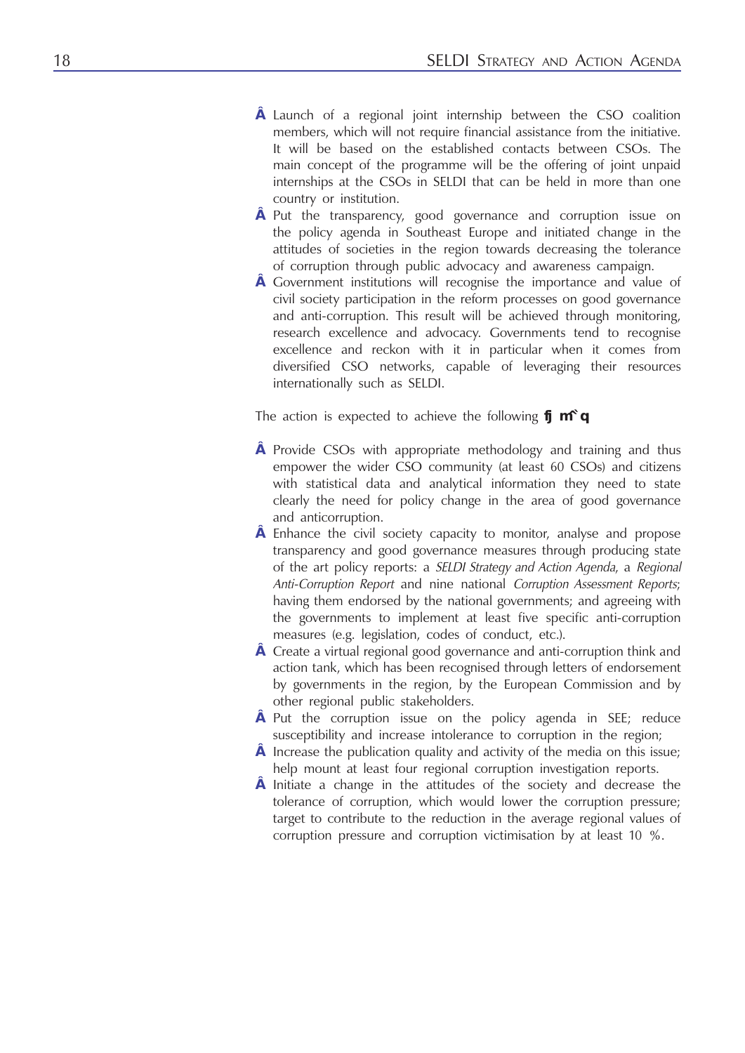- Launch of a regional joint internship between the CSO coalition members, which will not require financial assistance from the initiative. It will be based on the established contacts between CSOs. The main concept of the programme will be the offering of joint unpaid internships at the CSOs in SELDI that can be held in more than one country or institution.
- Put the transparency, good governance and corruption issue on the policy agenda in Southeast Europe and initiated change in the attitudes of societies in the region towards decreasing the tolerance of corruption through public advocacy and awareness campaign.
- Government institutions will recognise the importance and value of civil society participation in the reform processes on good governance and anti-corruption. This result will be achieved through monitoring, research excellence and advocacy. Governments tend to recognise excellence and reckon with it in particular when it comes from diversified CSO networks, capable of leveraging their resources internationally such as SELDI.

The action is expected to achieve the following **fj m`q**

- Provide CSOs with appropriate methodology and training and thus empower the wider CSO community (at least 60 CSOs) and citizens with statistical data and analytical information they need to state clearly the need for policy change in the area of good governance and anticorruption.
- Enhance the civil society capacity to monitor, analyse and propose transparency and good governance measures through producing state of the art policy reports: a *SELDI Strategy and Action Agenda*, a *Regional Anti-Corruption Report* and nine national *Corruption Assessment Reports*; having them endorsed by the national governments; and agreeing with the governments to implement at least five specific anti-corruption measures (e.g. legislation, codes of conduct, etc.).
- Create a virtual regional good governance and anti-corruption think and action tank, which has been recognised through letters of endorsement by governments in the region, by the European Commission and by other regional public stakeholders.
- Put the corruption issue on the policy agenda in SEE; reduce susceptibility and increase intolerance to corruption in the region;
- Increase the publication quality and activity of the media on this issue; help mount at least four regional corruption investigation reports.
- Initiate a change in the attitudes of the society and decrease the tolerance of corruption, which would lower the corruption pressure; target to contribute to the reduction in the average regional values of corruption pressure and corruption victimisation by at least 10 %.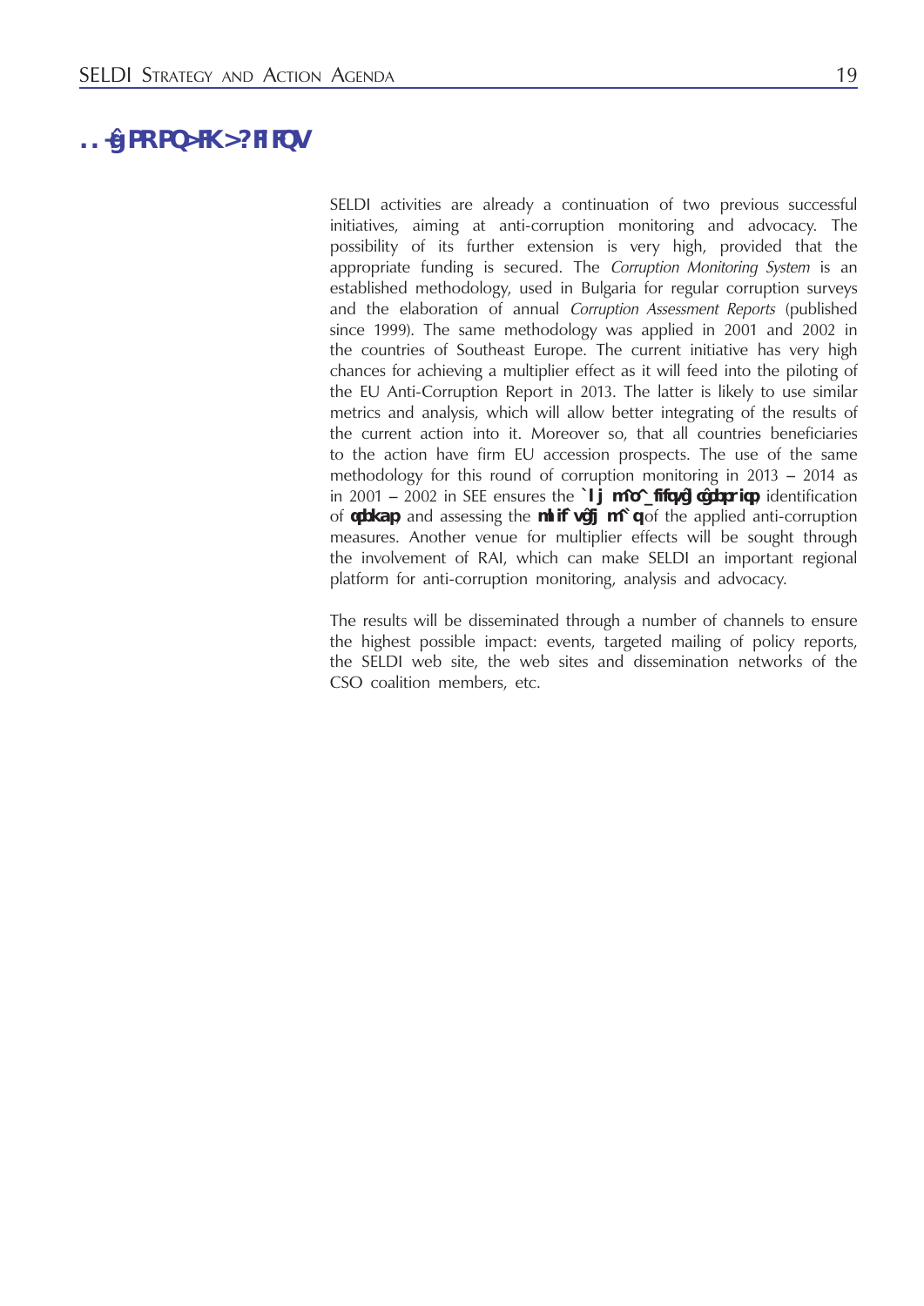## SUSTAINABILITY

SELDI activities are already a continuation of two previous successful initiatives, aiming at anti-corruption monitoring and advocacy. The possibility of its further extension is very high, provided that the appropriate funding is secured. The *Corruption Monitoring System* is an established methodology, used in Bulgaria for regular corruption surveys and the elaboration of annual *Corruption Assessment Reports* (published since 1999). The same methodology was applied in 2001 and 2002 in the countries of Southeast Europe. The current initiative has very high chances for achieving a multiplier effect as it will feed into the piloting of the EU Anti-Corruption Report in 2013. The latter is likely to use similar metrics and analysis, which will allow better integrating of the results of the current action into it. Moreover so, that all countries beneficiaries to the action have firm EU accession prospects. The use of the same methodology for this round of corruption monitoring in 2013 – 2014 as in 2001 – 2002 in SEE ensures the **comparability of results**, identification of **trends** and assessing the **policy impact** of the applied anti-corruption measures. Another venue for multiplier effects will be sought through the involvement of RAI, which can make SELDI an important regional platform for anti-corruption monitoring, analysis and advocacy.

The results will be disseminated through a number of channels to ensure the highest possible impact: events, targeted mailing of policy reports, the SELDI web site, the web sites and dissemination networks of the CSO coalition members, etc.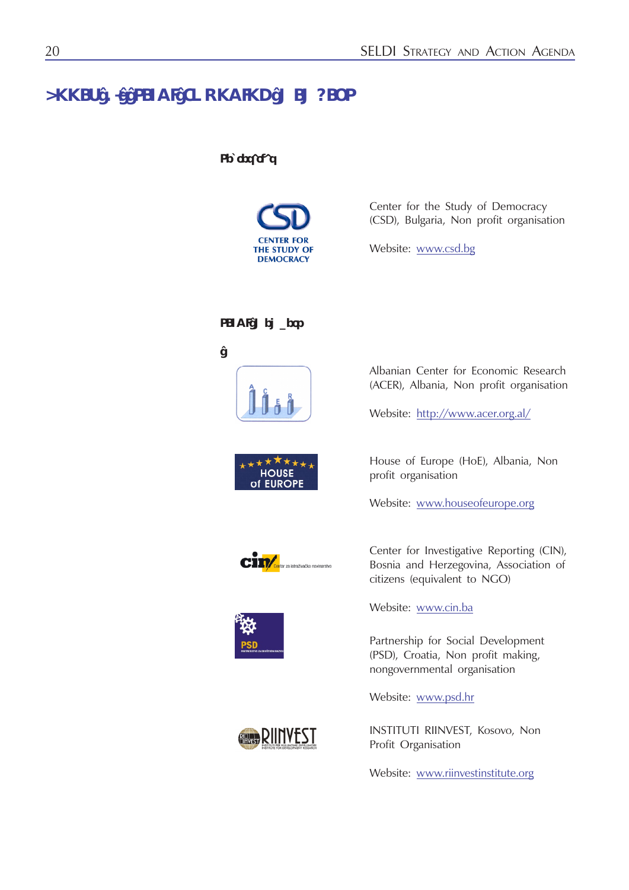# >KKBUĝ -ĝĝPBIAFĝCL RKAFKDĝJ BJ ?BOP

### Pb`doq^of^q

Center for the Study of Democracy (CSD), Bulgaria, Non profit organisation

Website: www.csd.bg

### PBIAFĝJ bj _bop

ĝ

Albanian Center for Economic Research (ACER), Albania, Non profit organisation

Website: http://www.acer.org.al/

House of Europe (HoE), Albania, Non profit organisation

Website: www.houseofeurope.org

Center for Investigative Reporting (CIN), Bosnia and Herzegovina, Association of citizens (equivalent to NGO)

Website: www.cin.ba

Partnership for Social Development (PSD), Croatia, Non profit making, nongovernmental organisation

Website: www.psd.hr

INSTITUTI RIINVEST, Kosovo, Non Profit Organisation

Website: www.riinvestinstitute.org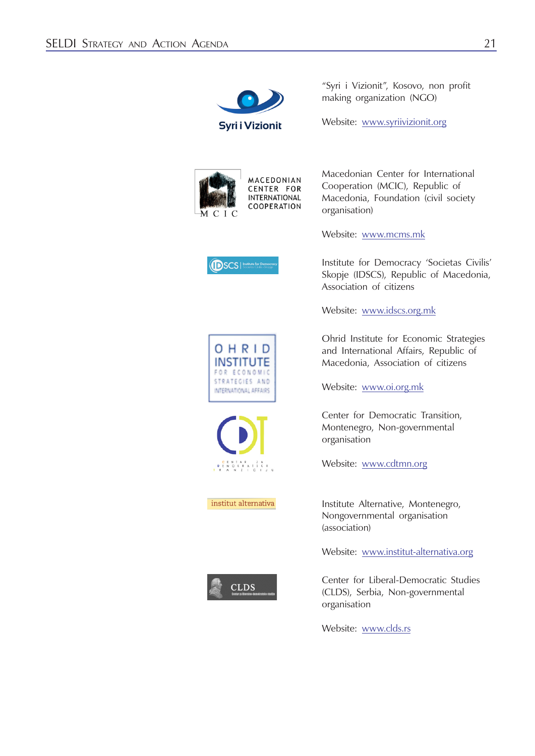"Syri i Vizionit", Kosovo, non profit making organization (NGO)

Website: www.syriivizionit.org

Macedonian Center for International Cooperation (MCIC), Republic of Macedonia, Foundation (civil society organisation)

Website: www.mcms.mk

Institute for Democracy 'Societas Civilis' Skopje (IDSCS), Republic of Macedonia, Association of citizens

Website: www.idscs.org.mk

Ohrid Institute for Economic Strategies and International Affairs, Republic of Macedonia, Association of citizens

Website: www.oi.org.mk

Center for Democratic Transition, Montenegro, Non-governmental organisation

Website: www.cdtmn.org

Institute Alternative, Montenegro, Nongovernmental organisation (association)

Website: www.institut-alternativa.org

Center for Liberal-Democratic Studies (CLDS), Serbia, Non-governmental organisation

Website: www.clds.rs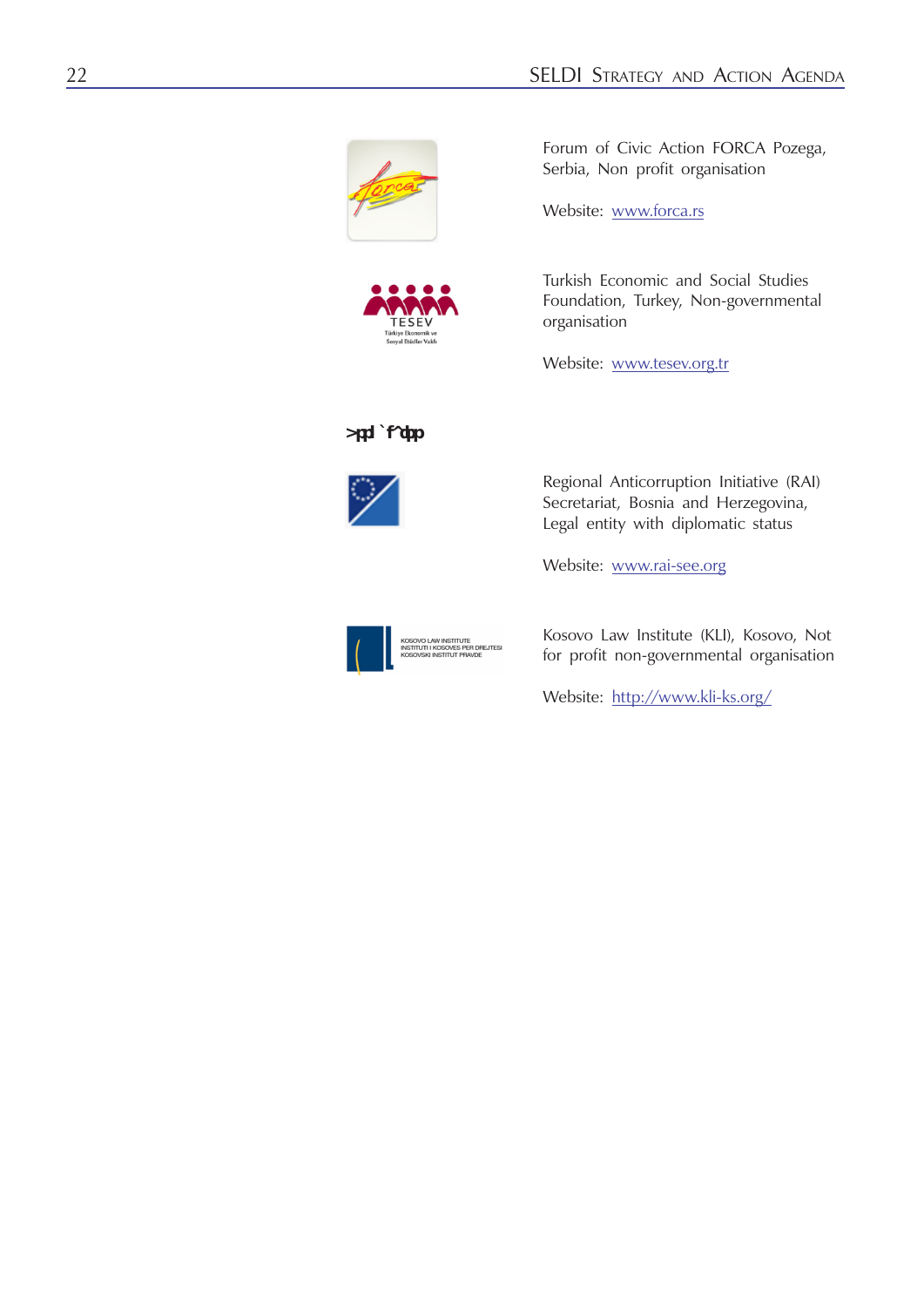Forum of Civic Action FORCA Pozega, Serbia, Non profit organisation

Website: www.forca.rs

Turkish Economic and Social Studies Foundation, Turkey, Non-governmental organisation

Website: www.tesev.org.tr

**>ppl`f^qbp**

Regional Anticorruption Initiative (RAI) Secretariat, Bosnia and Herzegovina, Legal entity with diplomatic status

Website: www.rai-see.org

Kosovo Law Institute (KLI), Kosovo, Not for profit non-governmental organisation

Website: http://www.kli-ks.org/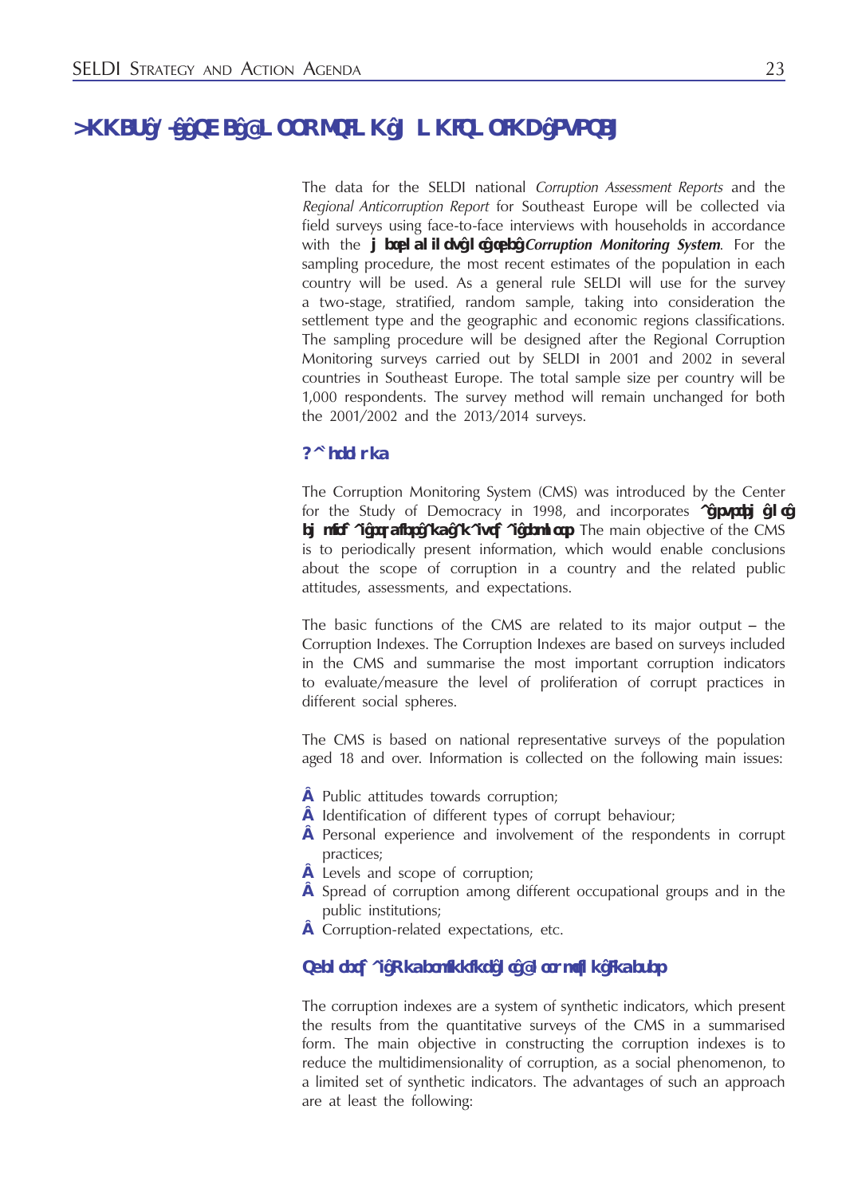# ANNEX 2: THE CORRUPTION MONITORING SYSTEM

The data for the SELDI national *Corruption Assessment Reports* and the *Regional Anticorruption Report* for Southeast Europe will be collected via field surveys using face-to-face interviews with households in accordance with the **methodology of the *Corruption Monitoring System***. For the sampling procedure, the most recent estimates of the population in each country will be used. As a general rule SELDI will use for the survey a two-stage, stratified, random sample, taking into consideration the settlement type and the geographic and economic regions classifications. The sampling procedure will be designed after the Regional Corruption Monitoring surveys carried out by SELDI in 2001 and 2002 in several countries in Southeast Europe. The total sample size per country will be 1,000 respondents. The survey method will remain unchanged for both the 2001/2002 and the 2013/2014 surveys.

### Background

The Corruption Monitoring System (CMS) was introduced by the Center for the Study of Democracy in 1998, and incorporates **a system of empirical studies and analytical methods**. The main objective of the CMS is to periodically present information, which would enable conclusions about the scope of corruption in a country and the related public attitudes, assessments, and expectations.

The basic functions of the CMS are related to its major output – the Corruption Indexes. The Corruption Indexes are based on surveys included in the CMS and summarise the most important corruption indicators to evaluate/measure the level of proliferation of corrupt practices in different social spheres.

The CMS is based on national representative surveys of the population aged 18 and over. Information is collected on the following main issues:

- Public attitudes towards corruption;
- Identification of different types of corrupt behaviour;
- Personal experience and involvement of the respondents in corrupt practices;
- Levels and scope of corruption;
- Spread of corruption among different occupational groups and in the public institutions;
- Corruption-related expectations, etc.

### Theoretical Underpinning of the Corruption Indexes

The corruption indexes are a system of synthetic indicators, which present the results from the quantitative surveys of the CMS in a summarised form. The main objective in constructing the corruption indexes is to reduce the multidimensionality of corruption, as a social phenomenon, to a limited set of synthetic indicators. The advantages of such an approach are at least the following: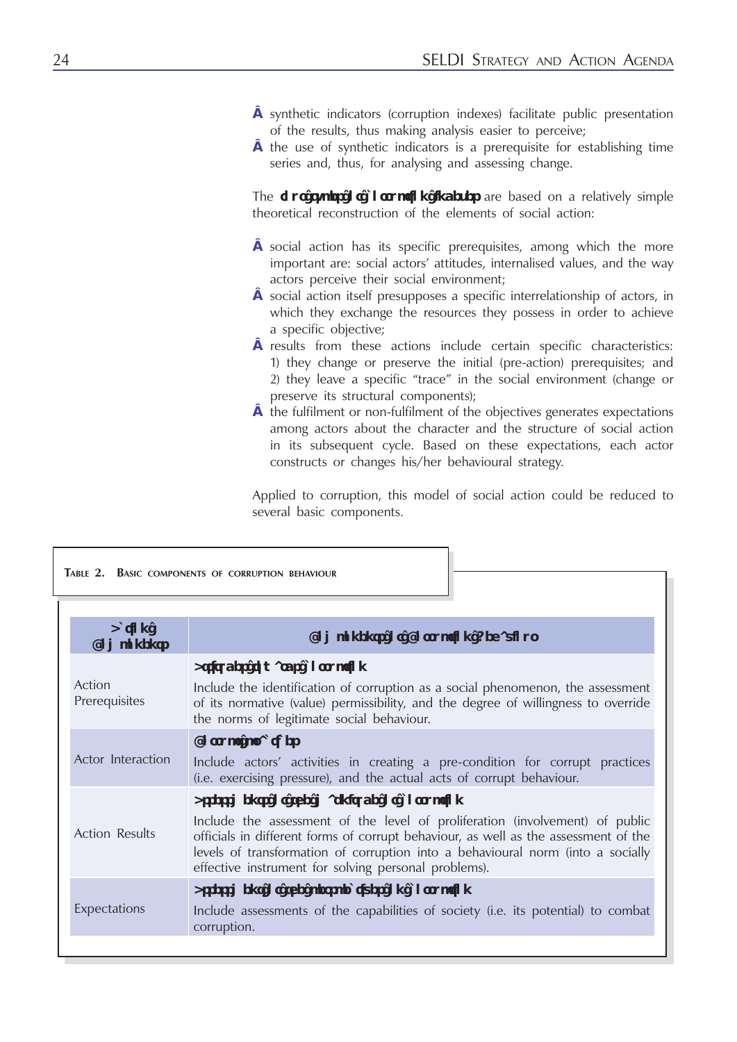- synthetic indicators (corruption indexes) facilitate public presentation of the results, thus making analysis easier to perceive;
- the use of synthetic indicators is a prerequisite for establishing time series and, thus, for analysing and assessing change.

The **Corruption Indexes** are based on a relatively simple theoretical reconstruction of the elements of social action:

- social action has its specific prerequisites, among which the more important are: social actors' attitudes, internalised values, and the way actors perceive their social environment;
- social action itself presupposes a specific interrelationship of actors, in which they exchange the resources they possess in order to achieve a specific objective;
- results from these actions include certain specific characteristics: 1) they change or preserve the initial (pre-action) prerequisites; and 2) they leave a specific "trace" in the social environment (change or preserve its structural components);
- the fulfilment or non-fulfilment of the objectives generates expectations among actors about the character and the structure of social action in its subsequent cycle. Based on these expectations, each actor constructs or changes his/her behavioural strategy.

Applied to corruption, this model of social action could be reduced to several basic components.

**Table 2. Basic components of corruption behaviour**

| Action Components | Components of Corruption Behaviour |
|---|---|
| Action Prerequisites | **Attitudes toward corruption**<br>Include the identification of corruption as a social phenomenon, the assessment of its normative (value) permissibility, and the degree of willingness to override the norms of legitimate social behaviour. |
| Actor Interaction | **Corrupt practices**<br>Include actors' activities in creating a pre-condition for corrupt practices (i.e. exercising pressure), and the actual acts of corrupt behaviour. |
| Action Results | **Assessments of the magnitude of corruption**<br>Include the assessment of the level of proliferation (involvement) of public officials in different forms of corrupt behaviour, as well as the assessment of the levels of transformation of corruption into a behavioural norm (into a socially effective instrument for solving personal problems). |
| Expectations | **Assessments of the prospects for curbing corruption**<br>Include assessments of the capabilities of society (i.e. its potential) to combat corruption. |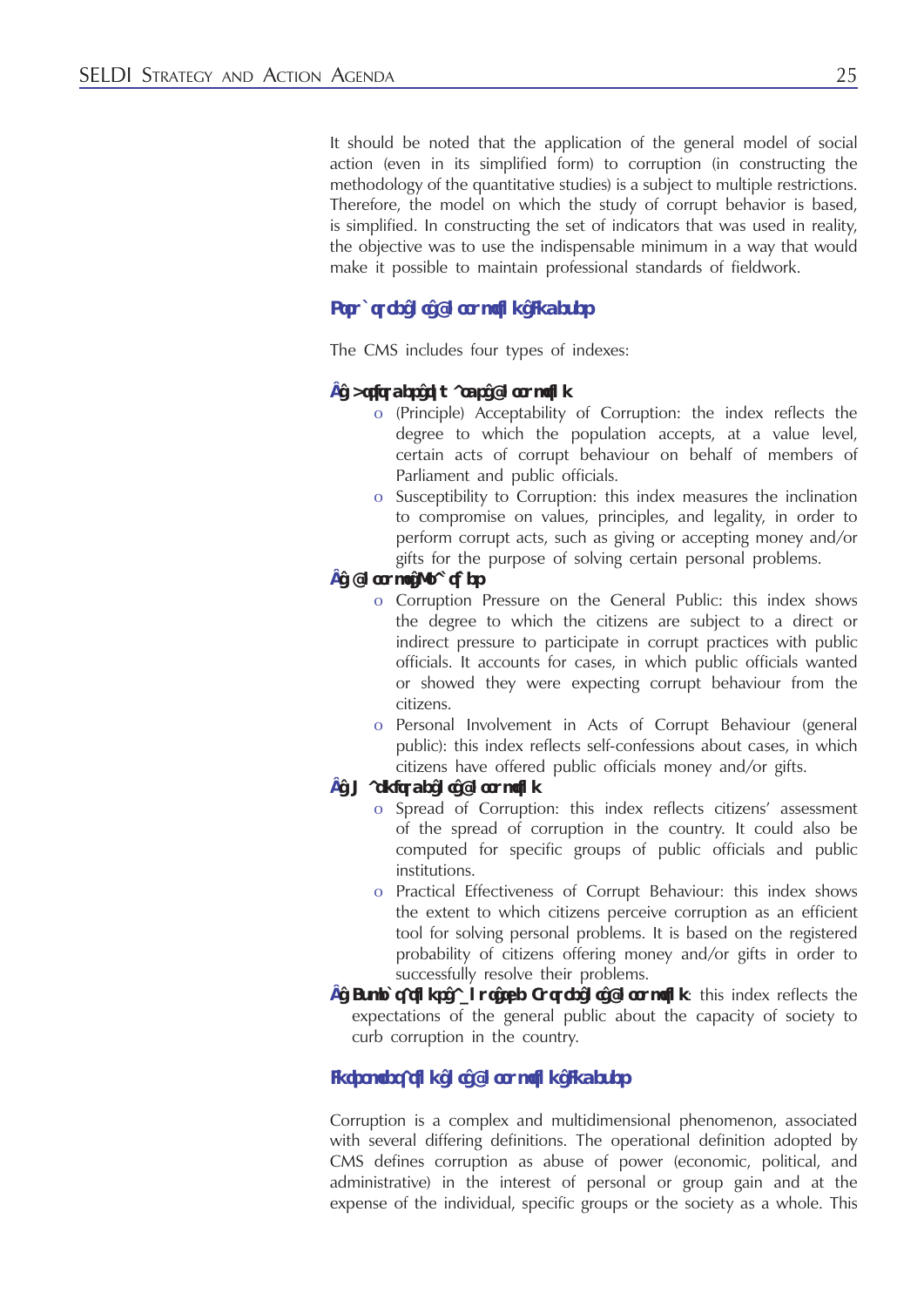It should be noted that the application of the general model of social action (even in its simplified form) to corruption (in constructing the methodology of the quantitative studies) is a subject to multiple restrictions. Therefore, the model on which the study of corrupt behavior is based, is simplified. In constructing the set of indicators that was used in reality, the objective was to use the indispensable minimum in a way that would make it possible to maintain professional standards of fieldwork.

### Structure of Corruption Indexes

The CMS includes four types of indexes:

- **Attitudes towards Corruption**
  - (Principle) Acceptability of Corruption: the index reflects the degree to which the population accepts, at a value level, certain acts of corrupt behaviour on behalf of members of Parliament and public officials.
  - Susceptibility to Corruption: this index measures the inclination to compromise on values, principles, and legality, in order to perform corrupt acts, such as giving or accepting money and/or gifts for the purpose of solving certain personal problems.
- **Corruption Practices**
  - Corruption Pressure on the General Public: this index shows the degree to which the citizens are subject to a direct or indirect pressure to participate in corrupt practices with public officials. It accounts for cases, in which public officials wanted or showed they were expecting corrupt behaviour from the citizens.
  - Personal Involvement in Acts of Corrupt Behaviour (general public): this index reflects self-confessions about cases, in which citizens have offered public officials money and/or gifts.
- **Magnitude of Corruption**
  - Spread of Corruption: this index reflects citizens' assessment of the spread of corruption in the country. It could also be computed for specific groups of public officials and public institutions.
  - Practical Effectiveness of Corrupt Behaviour: this index shows the extent to which citizens perceive corruption as an efficient tool for solving personal problems. It is based on the registered probability of citizens offering money and/or gifts in order to successfully resolve their problems.
- **Expectations about the Future of Corruption**: this index reflects the expectations of the general public about the capacity of society to curb corruption in the country.

### Interpretation of Corruption Indexes

Corruption is a complex and multidimensional phenomenon, associated with several differing definitions. The operational definition adopted by CMS defines corruption as abuse of power (economic, political, and administrative) in the interest of personal or group gain and at the expense of the individual, specific groups or the society as a whole. This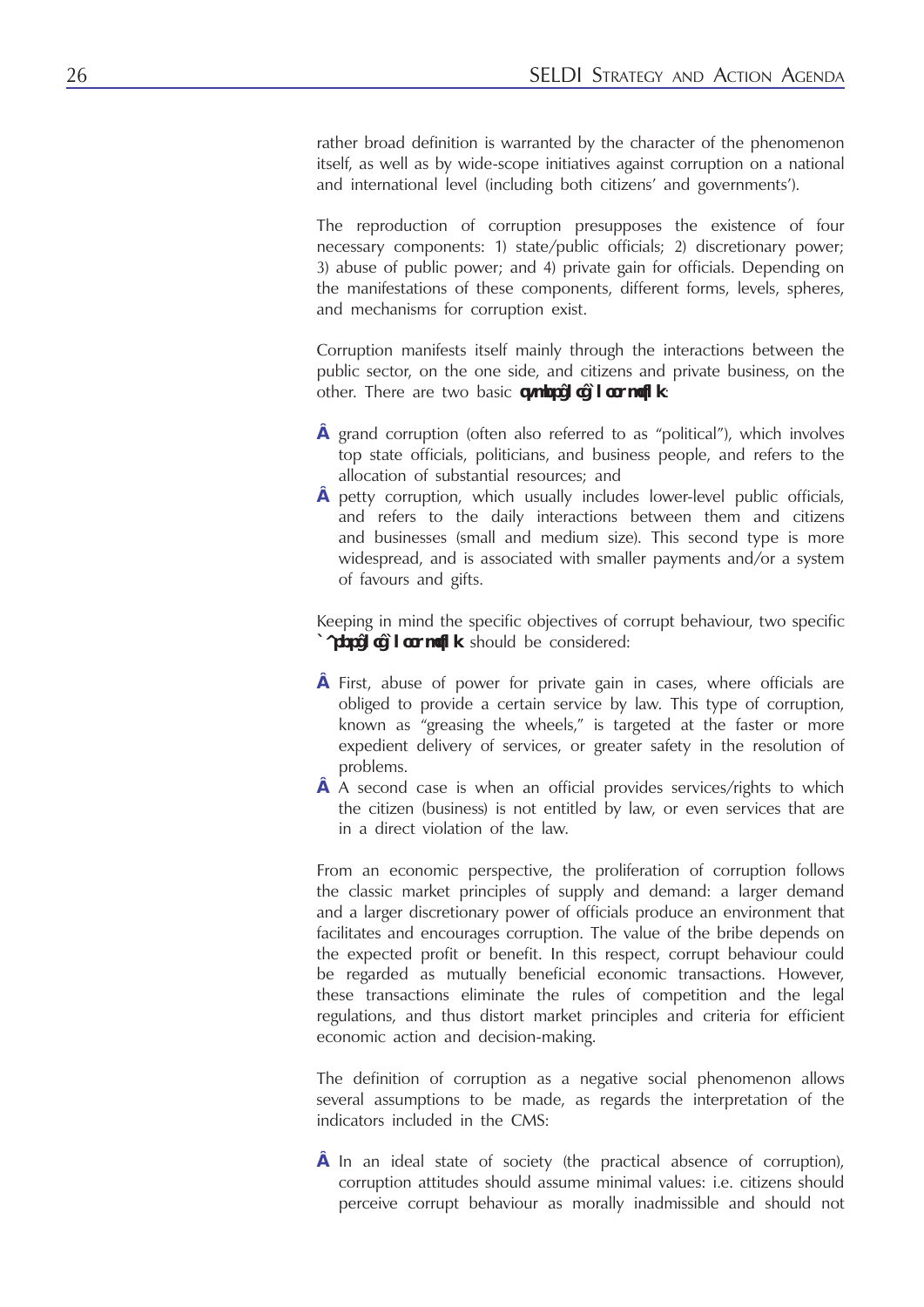rather broad definition is warranted by the character of the phenomenon itself, as well as by wide-scope initiatives against corruption on a national and international level (including both citizens' and governments').

The reproduction of corruption presupposes the existence of four necessary components: 1) state/public officials; 2) discretionary power; 3) abuse of public power; and 4) private gain for officials. Depending on the manifestations of these components, different forms, levels, spheres, and mechanisms for corruption exist.

Corruption manifests itself mainly through the interactions between the public sector, on the one side, and citizens and private business, on the other. There are two basic ***types of corruption***:

- grand corruption (often also referred to as "political"), which involves top state officials, politicians, and business people, and refers to the allocation of substantial resources; and
- petty corruption, which usually includes lower-level public officials, and refers to the daily interactions between them and citizens and businesses (small and medium size). This second type is more widespread, and is associated with smaller payments and/or a system of favours and gifts.

Keeping in mind the specific objectives of corrupt behaviour, two specific ***cases of corruption*** should be considered:

- First, abuse of power for private gain in cases, where officials are obliged to provide a certain service by law. This type of corruption, known as "greasing the wheels," is targeted at the faster or more expedient delivery of services, or greater safety in the resolution of problems.
- A second case is when an official provides services/rights to which the citizen (business) is not entitled by law, or even services that are in a direct violation of the law.

From an economic perspective, the proliferation of corruption follows the classic market principles of supply and demand: a larger demand and a larger discretionary power of officials produce an environment that facilitates and encourages corruption. The value of the bribe depends on the expected profit or benefit. In this respect, corrupt behaviour could be regarded as mutually beneficial economic transactions. However, these transactions eliminate the rules of competition and the legal regulations, and thus distort market principles and criteria for efficient economic action and decision-making.

The definition of corruption as a negative social phenomenon allows several assumptions to be made, as regards the interpretation of the indicators included in the CMS:

- In an ideal state of society (the practical absence of corruption), corruption attitudes should assume minimal values: i.e. citizens should perceive corrupt behaviour as morally inadmissible and should not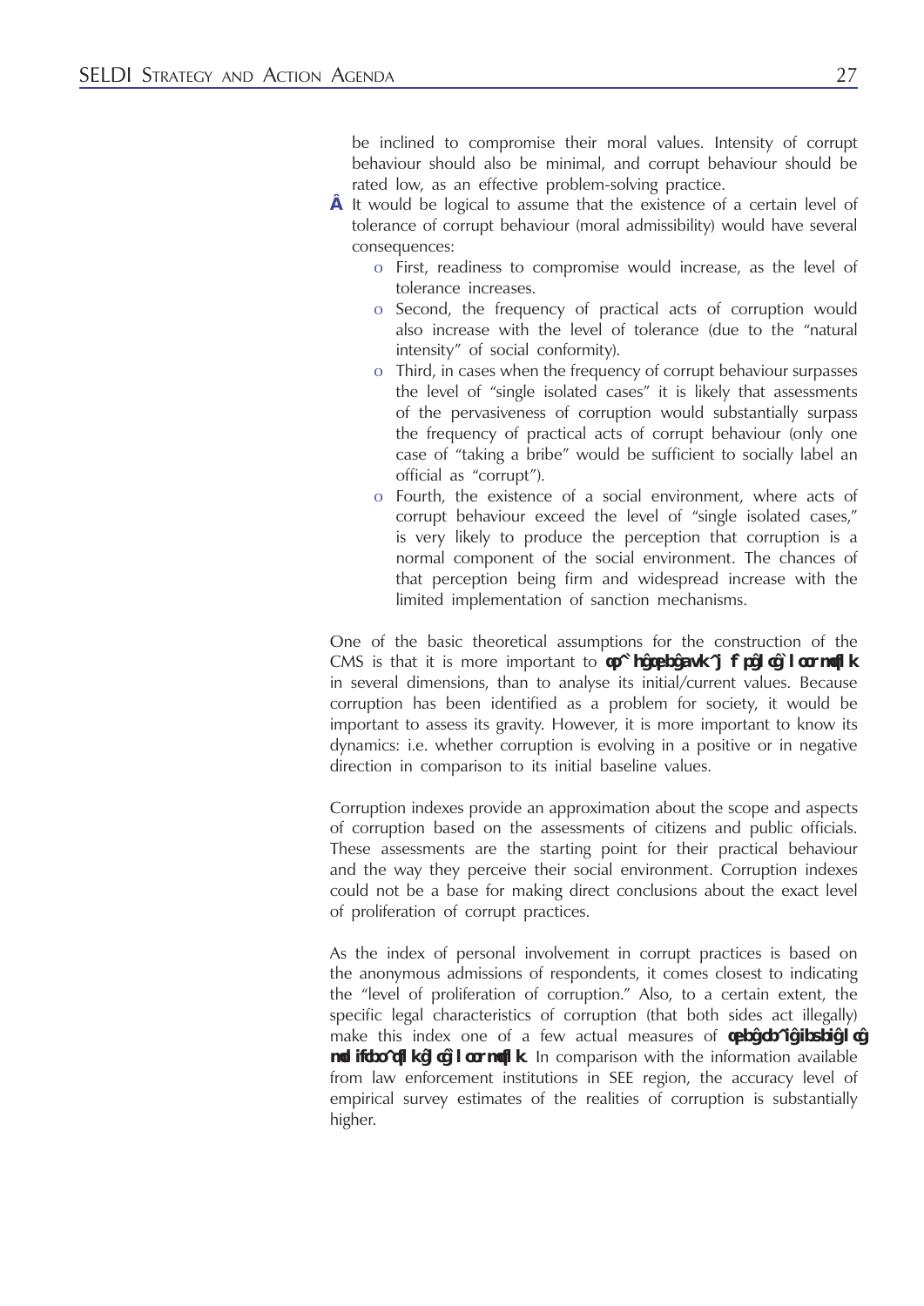be inclined to compromise their moral values. Intensity of corrupt behaviour should also be minimal, and corrupt behaviour should be rated low, as an effective problem-solving practice.

- It would be logical to assume that the existence of a certain level of tolerance of corrupt behaviour (moral admissibility) would have several consequences:
  - First, readiness to compromise would increase, as the level of tolerance increases.
  - Second, the frequency of practical acts of corruption would also increase with the level of tolerance (due to the "natural intensity" of social conformity).
  - Third, in cases when the frequency of corrupt behaviour surpasses the level of "single isolated cases" it is likely that assessments of the pervasiveness of corruption would substantially surpass the frequency of practical acts of corrupt behaviour (only one case of "taking a bribe" would be sufficient to socially label an official as "corrupt").
  - Fourth, the existence of a social environment, where acts of corrupt behaviour exceed the level of "single isolated cases," is very likely to produce the perception that corruption is a normal component of the social environment. The chances of that perception being firm and widespread increase with the limited implementation of sanction mechanisms.

One of the basic theoretical assumptions for the construction of the CMS is that it is more important to **op^ hgpebgavk^ j f pgl cg l ooruefl k** in several dimensions, than to analyse its initial/current values. Because corruption has been identified as a problem for society, it would be important to assess its gravity. However, it is more important to know its dynamics: i.e. whether corruption is evolving in a positive or in negative direction in comparison to its initial baseline values.

Corruption indexes provide an approximation about the scope and aspects of corruption based on the assessments of citizens and public officials. These assessments are the starting point for their practical behaviour and the way they perceive their social environment. Corruption indexes could not be a base for making direct conclusions about the exact level of proliferation of corrupt practices.

As the index of personal involvement in corrupt practices is based on the anonymous admissions of respondents, it comes closest to indicating the "level of proliferation of corruption." Also, to a certain extent, the specific legal characteristics of corruption (that both sides act illegally) make this index one of a few actual measures of **pebgcb^ i gibsbigl cg nd ifdbo^ qfl kgl cg l ooruefl k**. In comparison with the information available from law enforcement institutions in SEE region, the accuracy level of empirical survey estimates of the realities of corruption is substantially higher.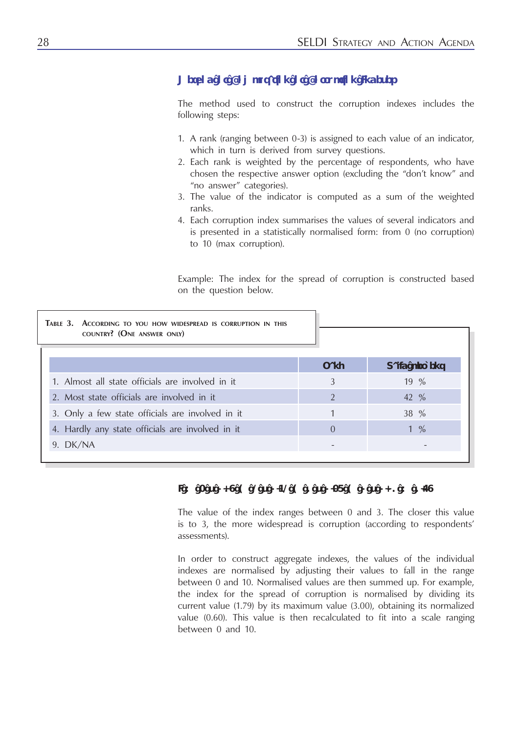### Method of Computation of Corruption Indexes

The method used to construct the corruption indexes includes the following steps:

1. A rank (ranging between 0-3) is assigned to each value of an indicator, which in turn is derived from survey questions.
2. Each rank is weighted by the percentage of respondents, who have chosen the respective answer option (excluding the "don't know" and "no answer" categories).
3. The value of the indicator is computed as a sum of the weighted ranks.
4. Each corruption index summarises the values of several indicators and is presented in a statistically normalised form: from 0 (no corruption) to 10 (max corruption).

Example: The index for the spread of corruption is constructed based on the question below.

**Table 3. According to you how widespread is corruption in this country? (One answer only)**

| | Rank | Valid percent |
|---|---|---|
| 1. Almost all state officials are involved in it | 3 | 19 % |
| 2. Most state officials are involved in it | 2 | 42 % |
| 3. Only a few state officials are involved in it | 1 | 38 % |
| 4. Hardly any state officials are involved in it | 0 | 1 % |
| 9. DK/NA | - | - |

$$I = 3 \times 0.19 + 2 \times 0.42 + 1 \times 0.38 + 0 \times 0.01 = 1.79$$

The value of the index ranges between 0 and 3. The closer this value is to 3, the more widespread is corruption (according to respondents' assessments).

In order to construct aggregate indexes, the values of the individual indexes are normalised by adjusting their values to fall in the range between 0 and 10. Normalised values are then summed up. For example, the index for the spread of corruption is normalised by dividing its current value (1.79) by its maximum value (3.00), obtaining its normalized value (0.60). This value is then recalculated to fit into a scale ranging between 0 and 10.